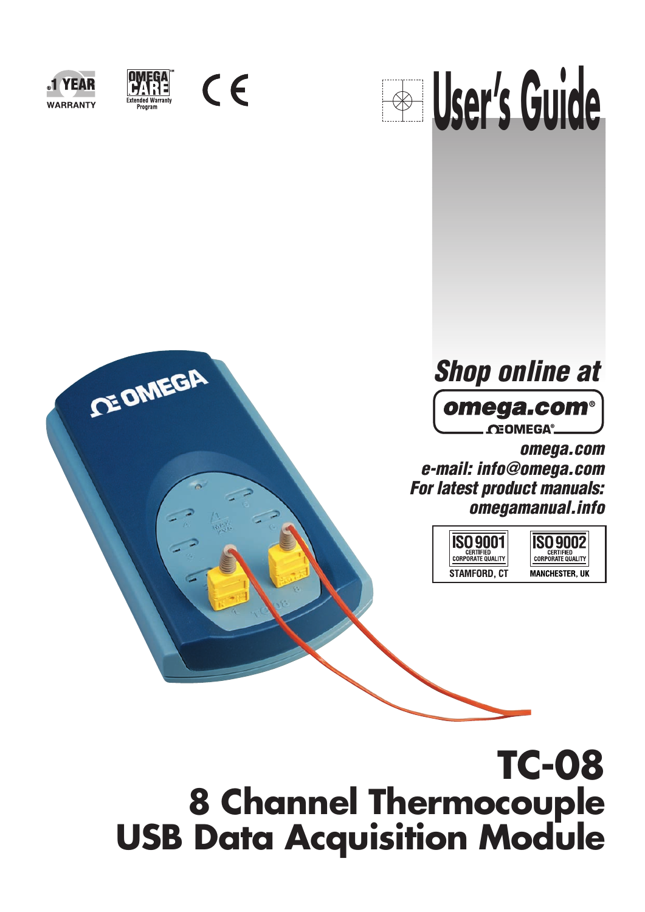1 YEAR WARRANTY

OMEGA CARE Extended Warranty Program

CE

# User's Guide

*Shop online at*

**omega.com®**

OMEGA®

***omega.com***
***e-mail: info@omega.com***
***For latest product manuals:***
***omegamanual.info***

ISO 9001 CERTIFIED CORPORATE QUALITY STAMFORD, CT

ISO 9002 CERTIFIED CORPORATE QUALITY MANCHESTER, UK

# TC-08
# 8 Channel Thermocouple USB Data Acquisition Module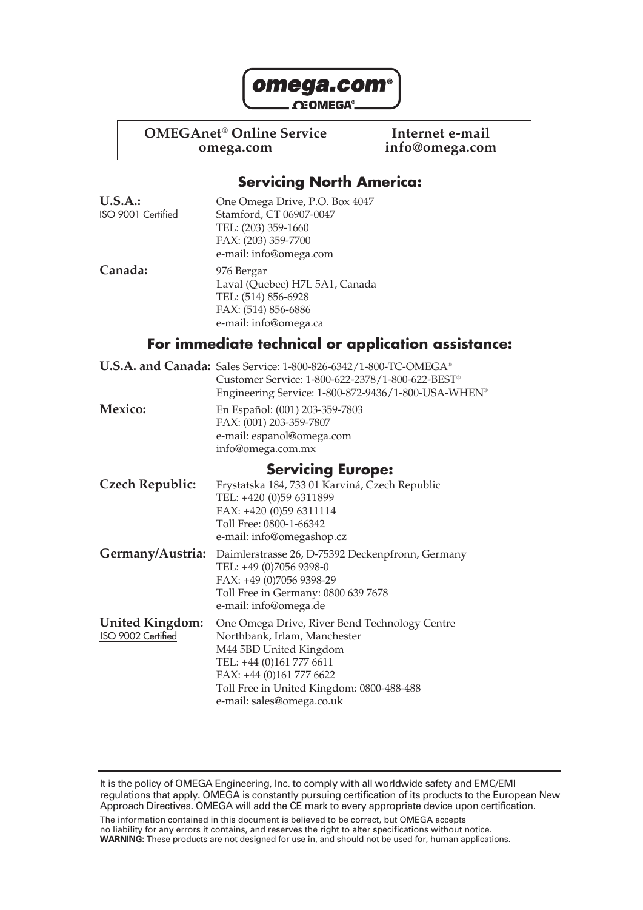**omega.com®**

**OMEGA®**

| OMEGAnet® Online Service omega.com | Internet e-mail info@omega.com |
|---|---|

## Servicing North America:

**U.S.A.:**
ISO 9001 Certified

One Omega Drive, P.O. Box 4047
Stamford, CT 06907-0047
TEL: (203) 359-1660
FAX: (203) 359-7700
e-mail: info@omega.com

**Canada:**

976 Bergar
Laval (Quebec) H7L 5A1, Canada
TEL: (514) 856-6928
FAX: (514) 856-6886
e-mail: info@omega.ca

## For immediate technical or application assistance:

**U.S.A. and Canada:**

Sales Service: 1-800-826-6342/1-800-TC-OMEGA®
Customer Service: 1-800-622-2378/1-800-622-BEST®
Engineering Service: 1-800-872-9436/1-800-USA-WHEN®

**Mexico:**

En Español: (001) 203-359-7803
FAX: (001) 203-359-7807
e-mail: espanol@omega.com
info@omega.com.mx

## Servicing Europe:

**Czech Republic:**

Frystatska 184, 733 01 Karviná, Czech Republic
TEL: +420 (0)59 6311899
FAX: +420 (0)59 6311114
Toll Free: 0800-1-66342
e-mail: info@omegashop.cz

**Germany/Austria:**

Daimlerstrasse 26, D-75392 Deckenpfronn, Germany
TEL: +49 (0)7056 9398-0
FAX: +49 (0)7056 9398-29
Toll Free in Germany: 0800 639 7678
e-mail: info@omega.de

**United Kingdom:**
ISO 9002 Certified

One Omega Drive, River Bend Technology Centre
Northbank, Irlam, Manchester
M44 5BD United Kingdom
TEL: +44 (0)161 777 6611
FAX: +44 (0)161 777 6622
Toll Free in United Kingdom: 0800-488-488
e-mail: sales@omega.co.uk

---

It is the policy of OMEGA Engineering, Inc. to comply with all worldwide safety and EMC/EMI regulations that apply. OMEGA is constantly pursuing certification of its products to the European New Approach Directives. OMEGA will add the CE mark to every appropriate device upon certification.

The information contained in this document is believed to be correct, but OMEGA accepts no liability for any errors it contains, and reserves the right to alter specifications without notice.
**WARNING:** These products are not designed for use in, and should not be used for, human applications.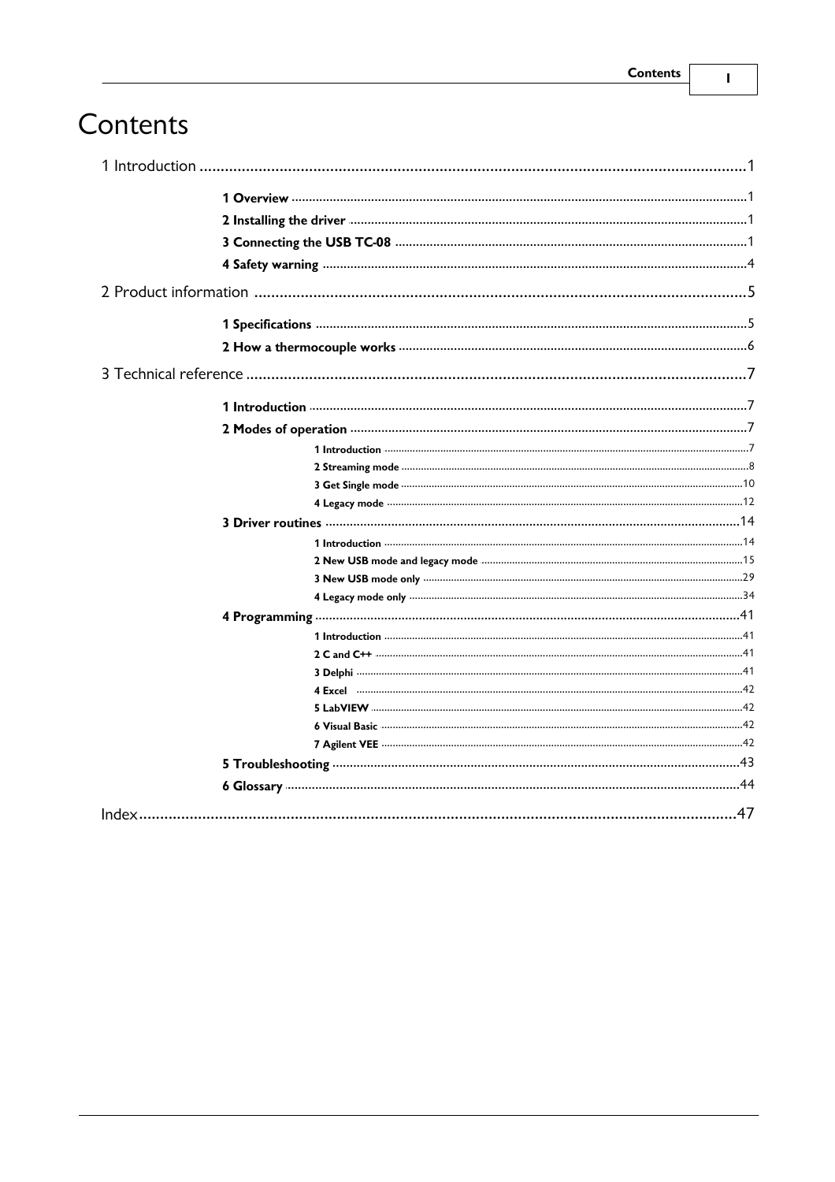# Contents

1 Introduction ..................................................................................................................... 1

- 1 Overview ..................................................................................................................... 1
- 2 Installing the driver ..................................................................................................... 1
- 3 Connecting the USB TC-08 ......................................................................................... 1
- 4 Safety warning ............................................................................................................ 4

2 Product information ......................................................................................................... 5

- 1 Specifications .............................................................................................................. 5
- 2 How a thermocouple works ......................................................................................... 6

3 Technical reference .......................................................................................................... 7

- 1 Introduction ................................................................................................................. 7
- 2 Modes of operation ..................................................................................................... 7
  - 1 Introduction ............................................................................................................. 7
  - 2 Streaming mode ....................................................................................................... 8
  - 3 Get Single mode ...................................................................................................... 10
  - 4 Legacy mode ........................................................................................................... 12
- 3 Driver routines ........................................................................................................... 14
  - 1 Introduction ............................................................................................................ 14
  - 2 New USB mode and legacy mode ............................................................................ 15
  - 3 New USB mode only ............................................................................................... 29
  - 4 Legacy mode only ................................................................................................... 34
- 4 Programming ............................................................................................................. 41
  - 1 Introduction ............................................................................................................ 41
  - 2 C and C++ .............................................................................................................. 41
  - 3 Delphi .................................................................................................................... 41
  - 4 Excel ...................................................................................................................... 42
  - 5 LabVIEW ................................................................................................................ 42
  - 6 Visual Basic ............................................................................................................ 42
  - 7 Agilent VEE ............................................................................................................ 42
- 5 Troubleshooting ......................................................................................................... 43
- 6 Glossary ..................................................................................................................... 44

Index ............................................................................................................................... 47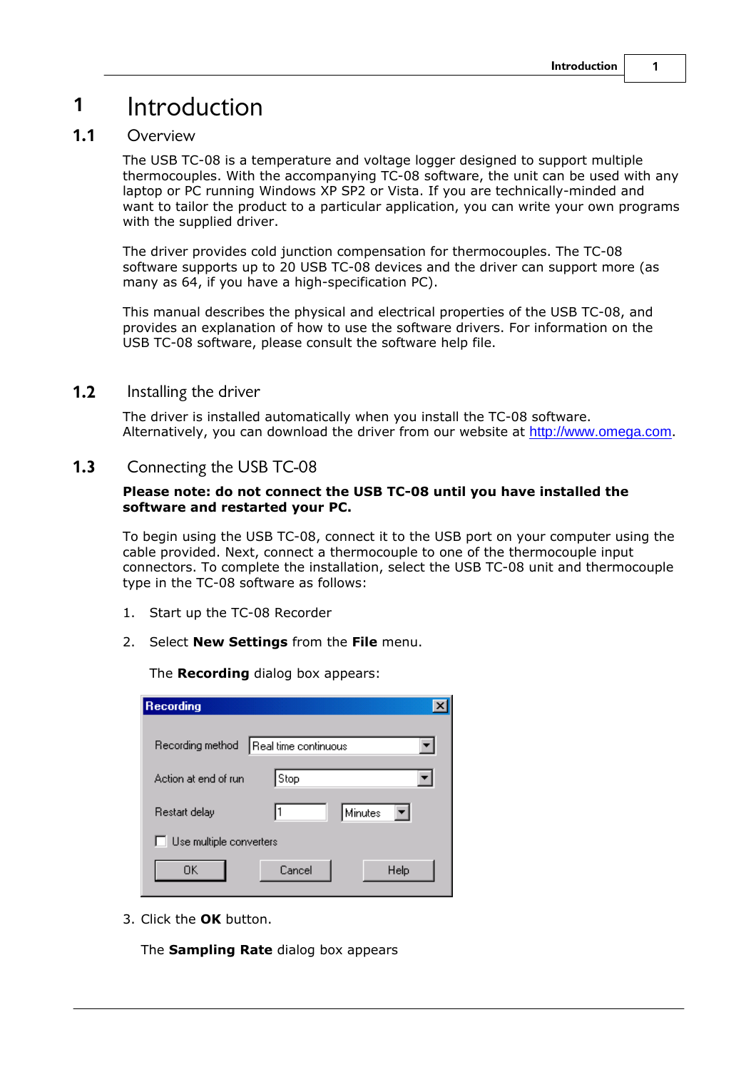# 1 Introduction

## 1.1 Overview

The USB TC-08 is a temperature and voltage logger designed to support multiple thermocouples. With the accompanying TC-08 software, the unit can be used with any laptop or PC running Windows XP SP2 or Vista. If you are technically-minded and want to tailor the product to a particular application, you can write your own programs with the supplied driver.

The driver provides cold junction compensation for thermocouples. The TC-08 software supports up to 20 USB TC-08 devices and the driver can support more (as many as 64, if you have a high-specification PC).

This manual describes the physical and electrical properties of the USB TC-08, and provides an explanation of how to use the software drivers. For information on the USB TC-08 software, please consult the software help file.

## 1.2 Installing the driver

The driver is installed automatically when you install the TC-08 software. Alternatively, you can download the driver from our website at http://www.omega.com.

## 1.3 Connecting the USB TC-08

**Please note: do not connect the USB TC-08 until you have installed the software and restarted your PC.**

To begin using the USB TC-08, connect it to the USB port on your computer using the cable provided. Next, connect a thermocouple to one of the thermocouple input connectors. To complete the installation, select the USB TC-08 unit and thermocouple type in the TC-08 software as follows:

1. Start up the TC-08 Recorder
2. Select **New Settings** from the **File** menu.

   The **Recording** dialog box appears:

3. Click the **OK** button.

   The **Sampling Rate** dialog box appears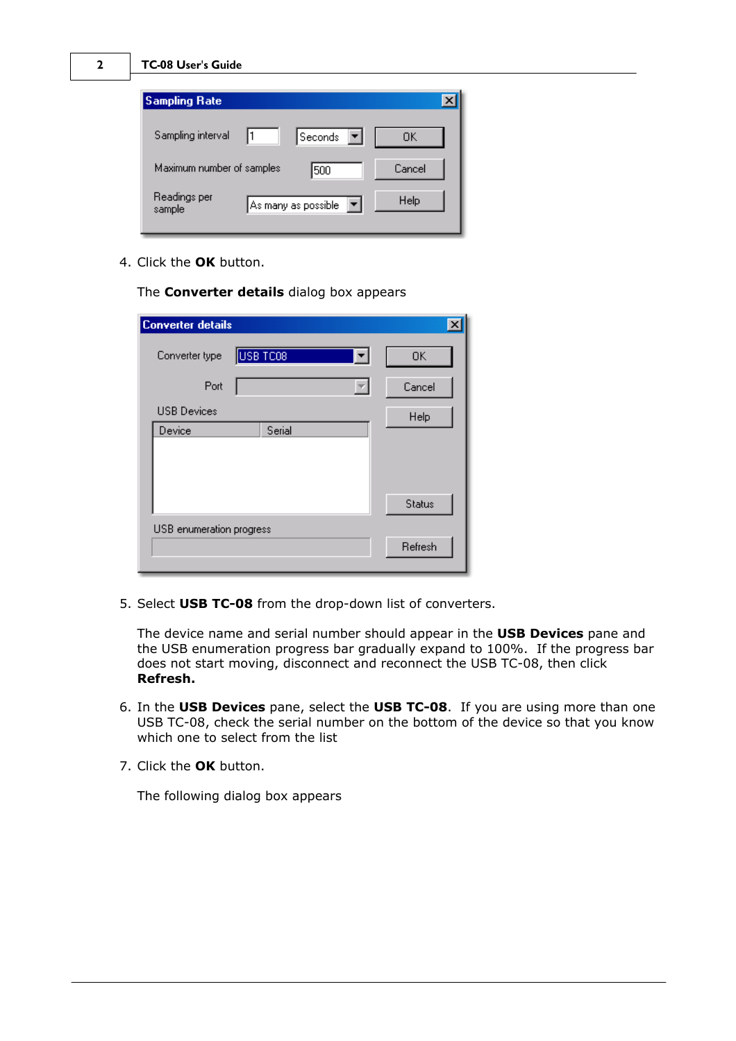4. Click the **OK** button.

   The **Converter details** dialog box appears

5. Select **USB TC-08** from the drop-down list of converters.

   The device name and serial number should appear in the **USB Devices** pane and the USB enumeration progress bar gradually expand to 100%. If the progress bar does not start moving, disconnect and reconnect the USB TC-08, then click **Refresh.**

6. In the **USB Devices** pane, select the **USB TC-08**. If you are using more than one USB TC-08, check the serial number on the bottom of the device so that you know which one to select from the list

7. Click the **OK** button.

   The following dialog box appears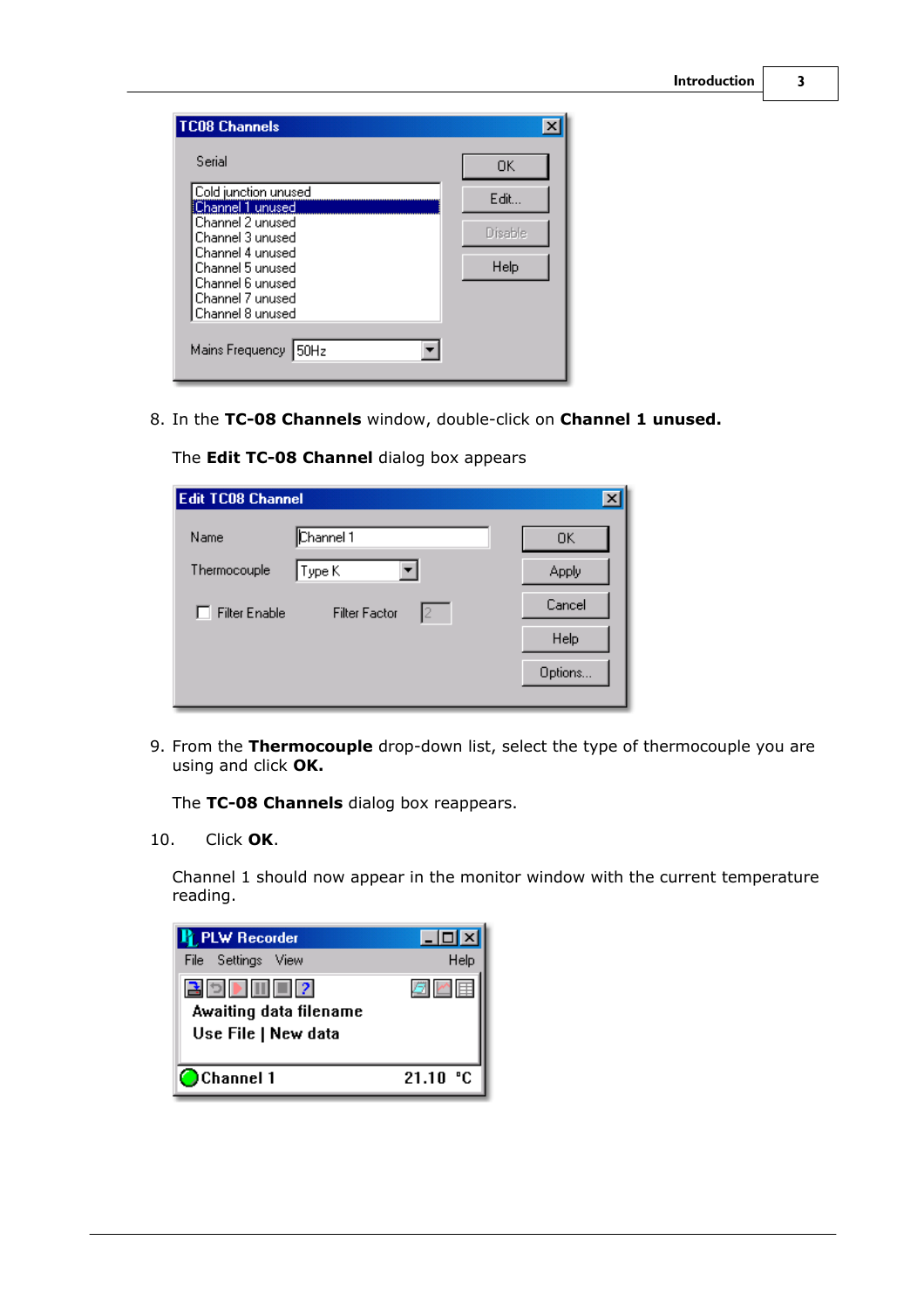8. In the **TC-08 Channels** window, double-click on **Channel 1 unused.**

   The **Edit TC-08 Channel** dialog box appears

9. From the **Thermocouple** drop-down list, select the type of thermocouple you are using and click **OK.**

   The **TC-08 Channels** dialog box reappears.

10. Click **OK**.

    Channel 1 should now appear in the monitor window with the current temperature reading.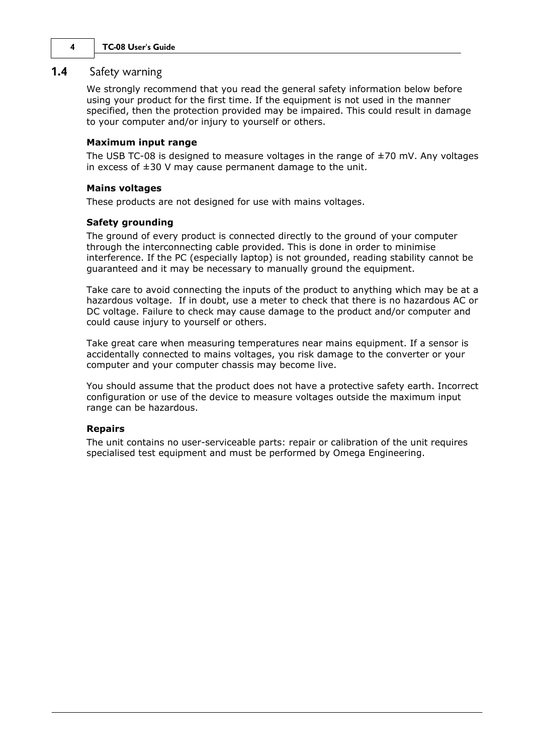## 1.4 Safety warning

We strongly recommend that you read the general safety information below before using your product for the first time. If the equipment is not used in the manner specified, then the protection provided may be impaired. This could result in damage to your computer and/or injury to yourself or others.

**Maximum input range**

The USB TC-08 is designed to measure voltages in the range of ±70 mV. Any voltages in excess of ±30 V may cause permanent damage to the unit.

**Mains voltages**

These products are not designed for use with mains voltages.

**Safety grounding**

The ground of every product is connected directly to the ground of your computer through the interconnecting cable provided. This is done in order to minimise interference. If the PC (especially laptop) is not grounded, reading stability cannot be guaranteed and it may be necessary to manually ground the equipment.

Take care to avoid connecting the inputs of the product to anything which may be at a hazardous voltage. If in doubt, use a meter to check that there is no hazardous AC or DC voltage. Failure to check may cause damage to the product and/or computer and could cause injury to yourself or others.

Take great care when measuring temperatures near mains equipment. If a sensor is accidentally connected to mains voltages, you risk damage to the converter or your computer and your computer chassis may become live.

You should assume that the product does not have a protective safety earth. Incorrect configuration or use of the device to measure voltages outside the maximum input range can be hazardous.

**Repairs**

The unit contains no user-serviceable parts: repair or calibration of the unit requires specialised test equipment and must be performed by Omega Engineering.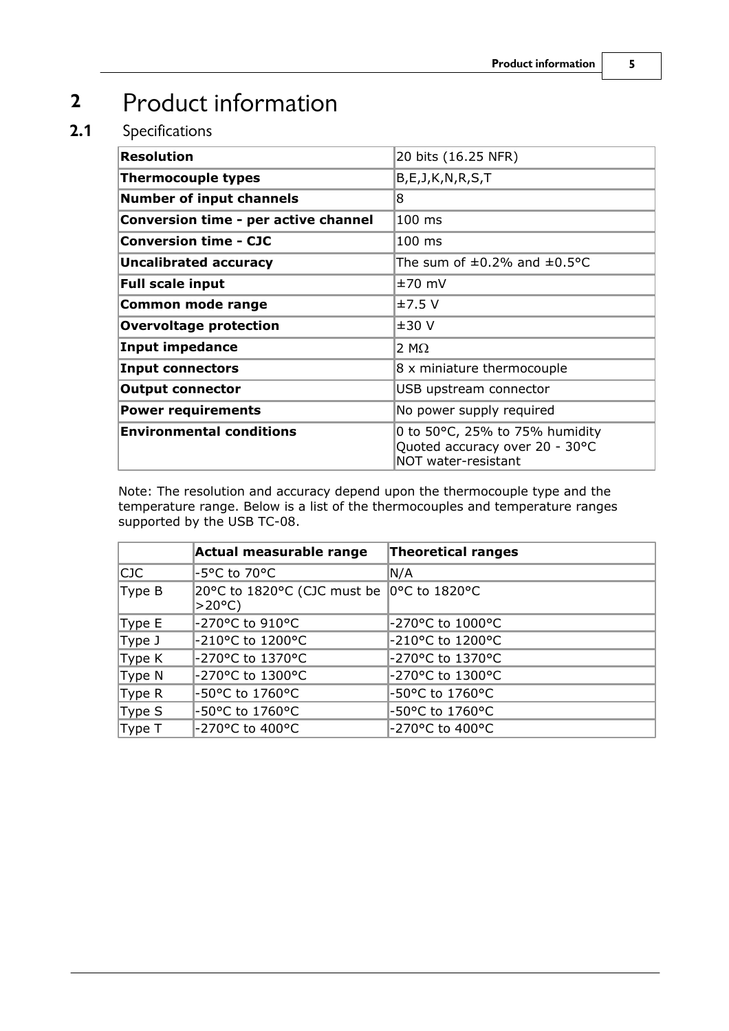# 2 Product information

## 2.1 Specifications

| **Resolution** | 20 bits (16.25 NFR) |
|---|---|
| **Thermocouple types** | B,E,J,K,N,R,S,T |
| **Number of input channels** | 8 |
| **Conversion time - per active channel** | 100 ms |
| **Conversion time - CJC** | 100 ms |
| **Uncalibrated accuracy** | The sum of ±0.2% and ±0.5°C |
| **Full scale input** | ±70 mV |
| **Common mode range** | ±7.5 V |
| **Overvoltage protection** | ±30 V |
| **Input impedance** | 2 MΩ |
| **Input connectors** | 8 x miniature thermocouple |
| **Output connector** | USB upstream connector |
| **Power requirements** | No power supply required |
| **Environmental conditions** | 0 to 50°C, 25% to 75% humidity<br>Quoted accuracy over 20 - 30°C<br>NOT water-resistant |

Note: The resolution and accuracy depend upon the thermocouple type and the temperature range. Below is a list of the thermocouples and temperature ranges supported by the USB TC-08.

| | **Actual measurable range** | **Theoretical ranges** |
|---|---|---|
| CJC | -5°C to 70°C | N/A |
| Type B | 20°C to 1820°C (CJC must be >20°C) | 0°C to 1820°C |
| Type E | -270°C to 910°C | -270°C to 1000°C |
| Type J | -210°C to 1200°C | -210°C to 1200°C |
| Type K | -270°C to 1370°C | -270°C to 1370°C |
| Type N | -270°C to 1300°C | -270°C to 1300°C |
| Type R | -50°C to 1760°C | -50°C to 1760°C |
| Type S | -50°C to 1760°C | -50°C to 1760°C |
| Type T | -270°C to 400°C | -270°C to 400°C |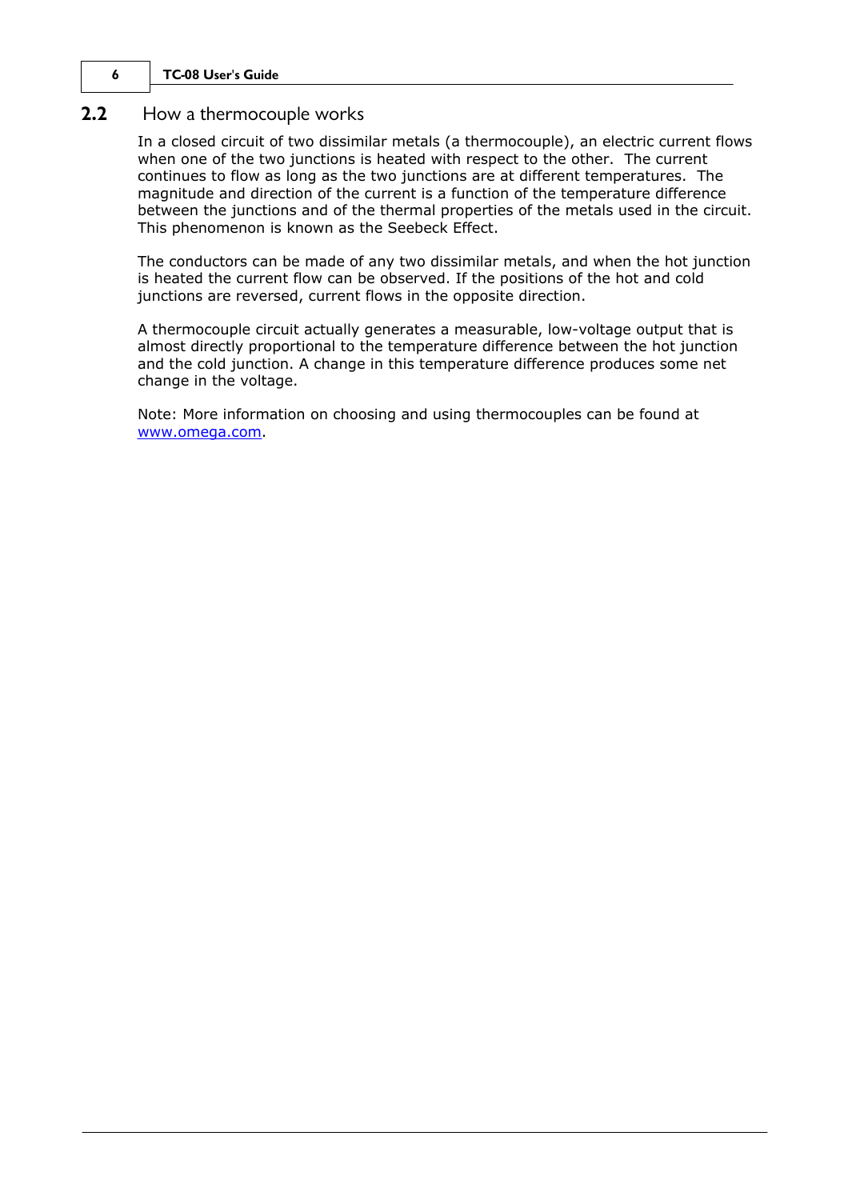## 2.2 How a thermocouple works

In a closed circuit of two dissimilar metals (a thermocouple), an electric current flows when one of the two junctions is heated with respect to the other. The current continues to flow as long as the two junctions are at different temperatures. The magnitude and direction of the current is a function of the temperature difference between the junctions and of the thermal properties of the metals used in the circuit. This phenomenon is known as the Seebeck Effect.

The conductors can be made of any two dissimilar metals, and when the hot junction is heated the current flow can be observed. If the positions of the hot and cold junctions are reversed, current flows in the opposite direction.

A thermocouple circuit actually generates a measurable, low-voltage output that is almost directly proportional to the temperature difference between the hot junction and the cold junction. A change in this temperature difference produces some net change in the voltage.

Note: More information on choosing and using thermocouples can be found at [www.omega.com](http://www.omega.com).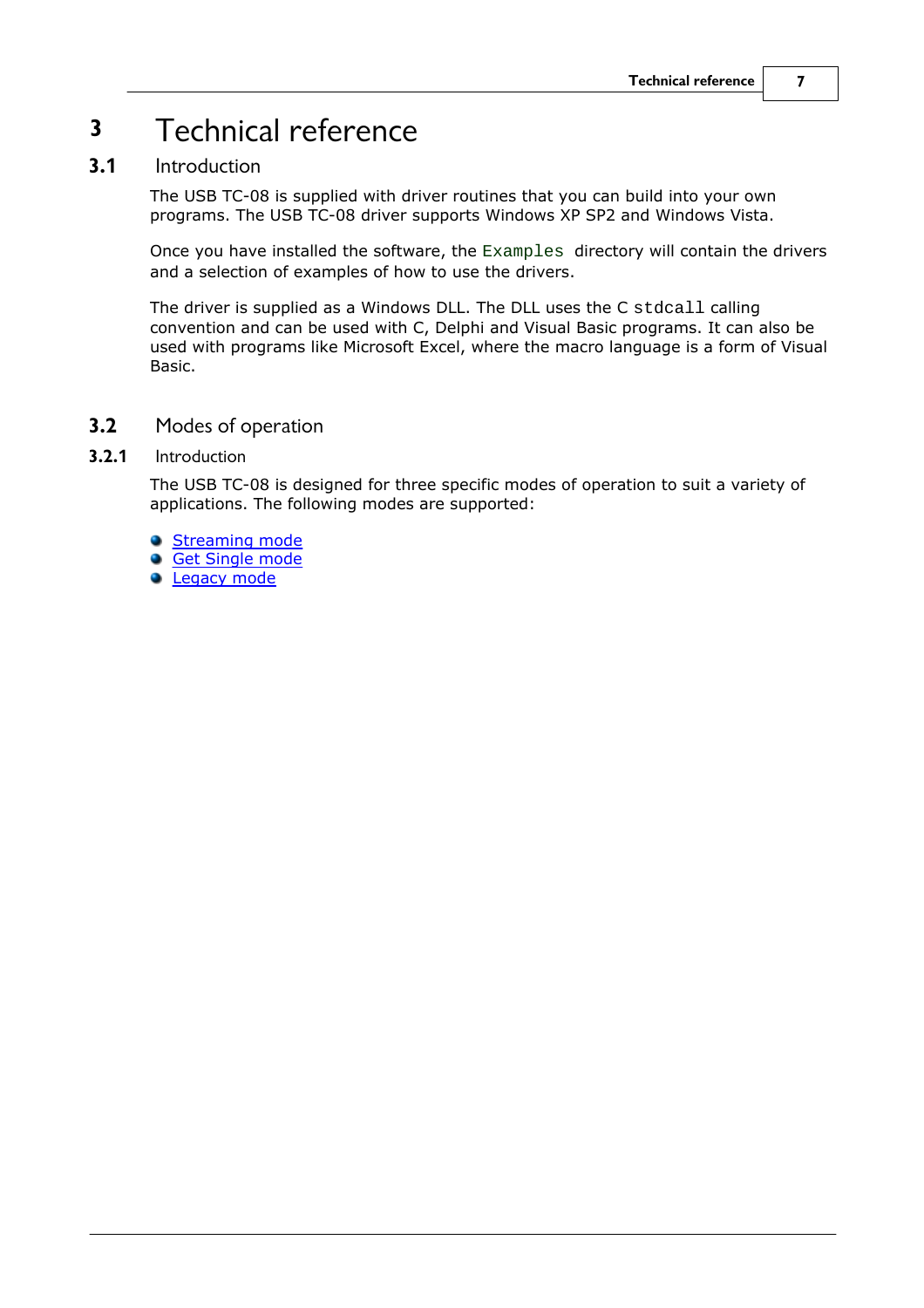# 3 Technical reference

## 3.1 Introduction

The USB TC-08 is supplied with driver routines that you can build into your own programs. The USB TC-08 driver supports Windows XP SP2 and Windows Vista.

Once you have installed the software, the `Examples` directory will contain the drivers and a selection of examples of how to use the drivers.

The driver is supplied as a Windows DLL. The DLL uses the C `stdcall` calling convention and can be used with C, Delphi and Visual Basic programs. It can also be used with programs like Microsoft Excel, where the macro language is a form of Visual Basic.

## 3.2 Modes of operation

### 3.2.1 Introduction

The USB TC-08 is designed for three specific modes of operation to suit a variety of applications. The following modes are supported:

- Streaming mode
- Get Single mode
- Legacy mode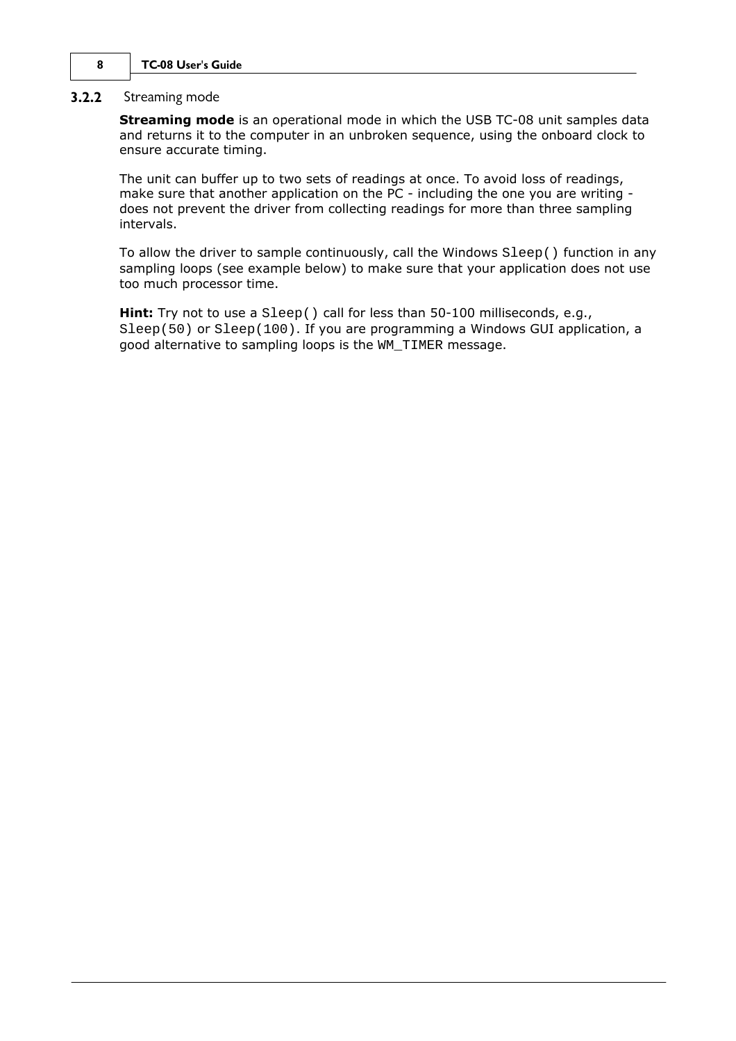### 3.2.2 Streaming mode

**Streaming mode** is an operational mode in which the USB TC-08 unit samples data and returns it to the computer in an unbroken sequence, using the onboard clock to ensure accurate timing.

The unit can buffer up to two sets of readings at once. To avoid loss of readings, make sure that another application on the PC - including the one you are writing - does not prevent the driver from collecting readings for more than three sampling intervals.

To allow the driver to sample continuously, call the Windows `Sleep()` function in any sampling loops (see example below) to make sure that your application does not use too much processor time.

**Hint:** Try not to use a `Sleep()` call for less than 50-100 milliseconds, e.g., `Sleep(50)` or `Sleep(100)`. If you are programming a Windows GUI application, a good alternative to sampling loops is the `WM_TIMER` message.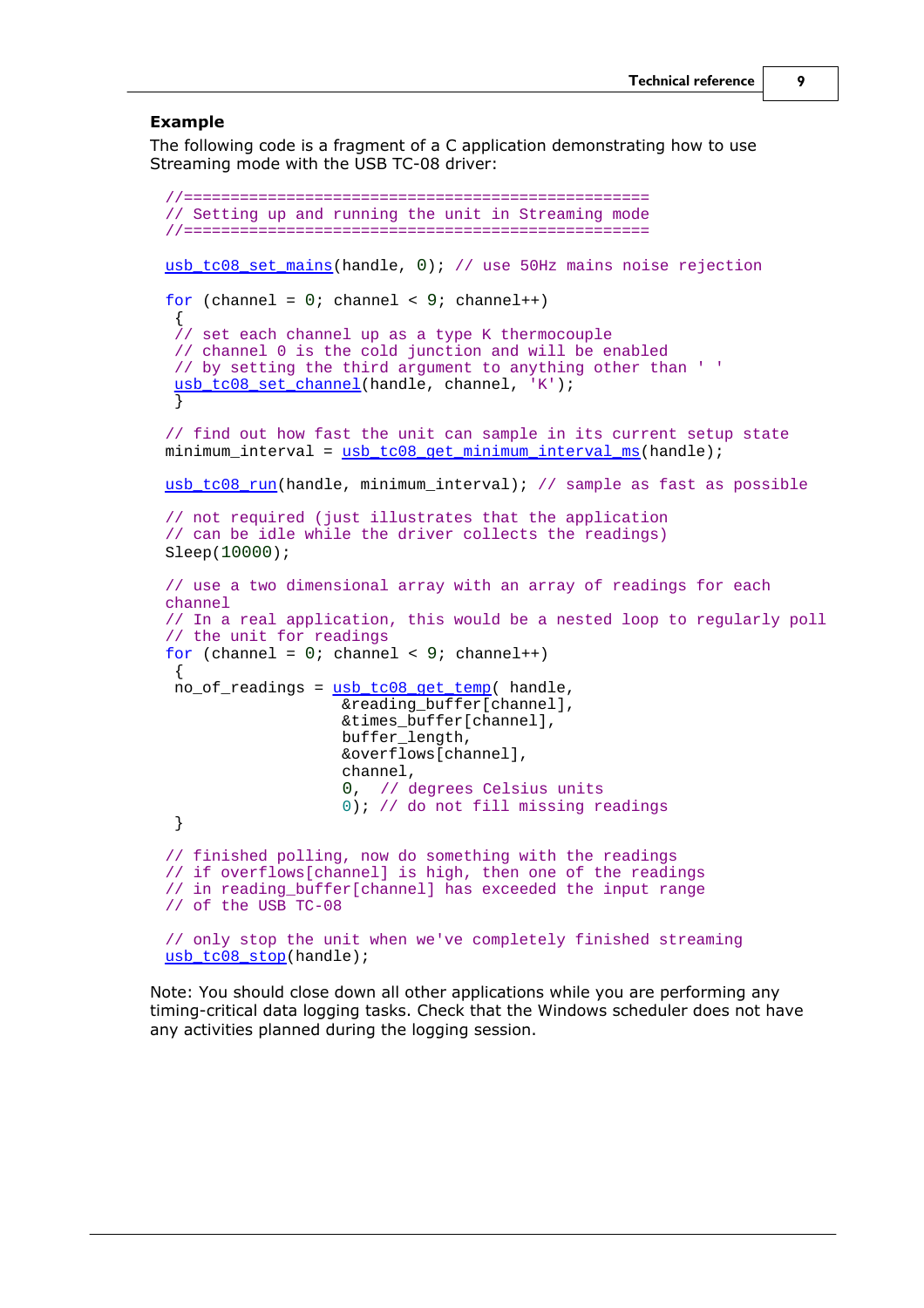### Example

The following code is a fragment of a C application demonstrating how to use Streaming mode with the USB TC-08 driver:

```
//==================================================
// Setting up and running the unit in Streaming mode
//==================================================

usb_tc08_set_mains(handle, 0); // use 50Hz mains noise rejection

for (channel = 0; channel < 9; channel++)
 {
 // set each channel up as a type K thermocouple
 // channel 0 is the cold junction and will be enabled
 // by setting the third argument to anything other than ' '
 usb_tc08_set_channel(handle, channel, 'K');
 }

// find out how fast the unit can sample in its current setup state
minimum_interval = usb_tc08_get_minimum_interval_ms(handle);

usb_tc08_run(handle, minimum_interval); // sample as fast as possible

// not required (just illustrates that the application
// can be idle while the driver collects the readings)
Sleep(10000);

// use a two dimensional array with an array of readings for each
channel
// In a real application, this would be a nested loop to regularly poll
// the unit for readings
for (channel = 0; channel < 9; channel++)
 {
 no_of_readings = usb_tc08_get_temp( handle,
                   &reading_buffer[channel],
                   &times_buffer[channel],
                   buffer_length,
                   &overflows[channel],
                   channel,
                   0,  // degrees Celsius units
                   0); // do not fill missing readings
 }

// finished polling, now do something with the readings
// if overflows[channel] is high, then one of the readings
// in reading_buffer[channel] has exceeded the input range
// of the USB TC-08

// only stop the unit when we've completely finished streaming
usb_tc08_stop(handle);
```

Note: You should close down all other applications while you are performing any timing-critical data logging tasks. Check that the Windows scheduler does not have any activities planned during the logging session.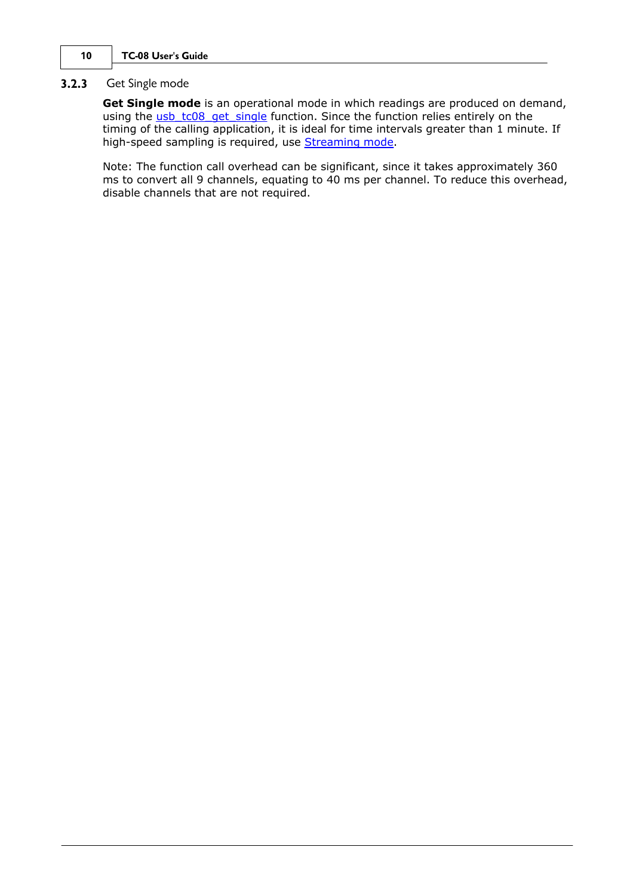### 3.2.3 Get Single mode

**Get Single mode** is an operational mode in which readings are produced on demand, using the usb_tc08_get_single function. Since the function relies entirely on the timing of the calling application, it is ideal for time intervals greater than 1 minute. If high-speed sampling is required, use Streaming mode.

Note: The function call overhead can be significant, since it takes approximately 360 ms to convert all 9 channels, equating to 40 ms per channel. To reduce this overhead, disable channels that are not required.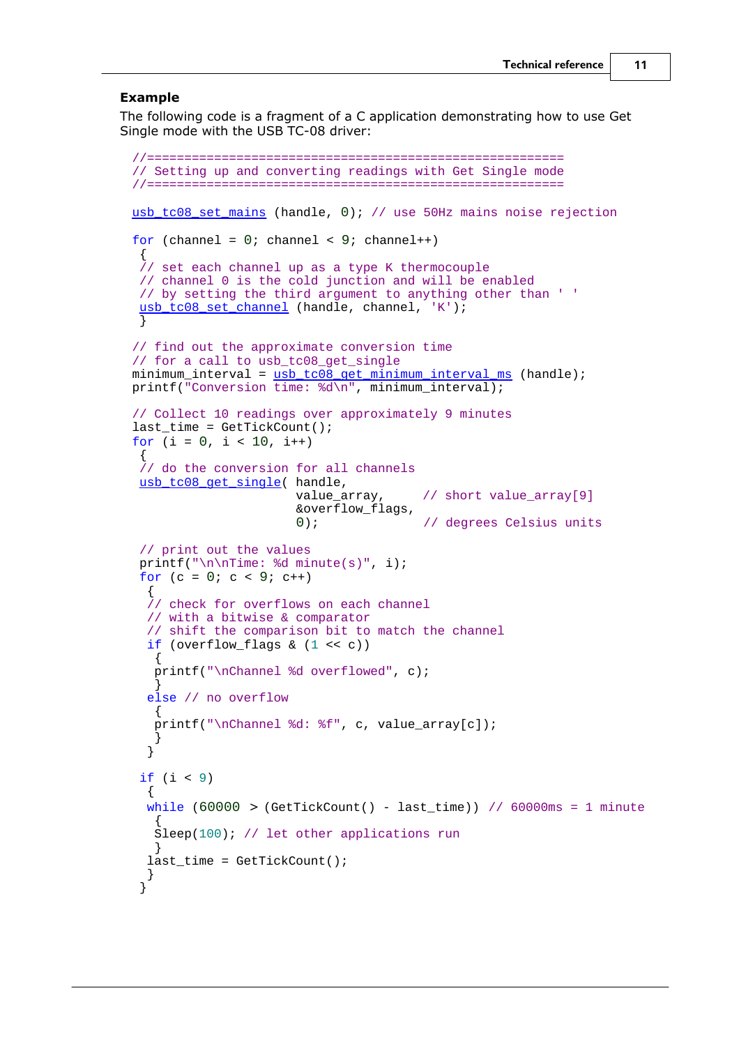**Example**

The following code is a fragment of a C application demonstrating how to use Get Single mode with the USB TC-08 driver:

```
//=======================================================
// Setting up and converting readings with Get Single mode
//=======================================================

usb_tc08_set_mains (handle, 0); // use 50Hz mains noise rejection

for (channel = 0; channel < 9; channel++)
 {
 // set each channel up as a type K thermocouple
 // channel 0 is the cold junction and will be enabled
 // by setting the third argument to anything other than ' '
 usb_tc08_set_channel (handle, channel, 'K');
 }

// find out the approximate conversion time
// for a call to usb_tc08_get_single
minimum_interval = usb_tc08_get_minimum_interval_ms (handle);
printf("Conversion time: %d\n", minimum_interval);

// Collect 10 readings over approximately 9 minutes
last_time = GetTickCount();
for (i = 0, i < 10, i++)
 {
 // do the conversion for all channels
 usb_tc08_get_single( handle,
                      value_array,     // short value_array[9]
                      &overflow_flags,
                      0);              // degrees Celsius units

 // print out the values
 printf("\n\nTime: %d minute(s)", i);
 for (c = 0; c < 9; c++)
  {
  // check for overflows on each channel
  // with a bitwise & comparator
  // shift the comparison bit to match the channel
  if (overflow_flags & (1 << c))
   {
   printf("\nChannel %d overflowed", c);
   }
  else // no overflow
   {
   printf("\nChannel %d: %f", c, value_array[c]);
   }
  }

 if (i < 9)
  {
  while (60000 > (GetTickCount() - last_time)) // 60000ms = 1 minute
   {
   Sleep(100); // let other applications run
   }
  last_time = GetTickCount();
  }
 }
```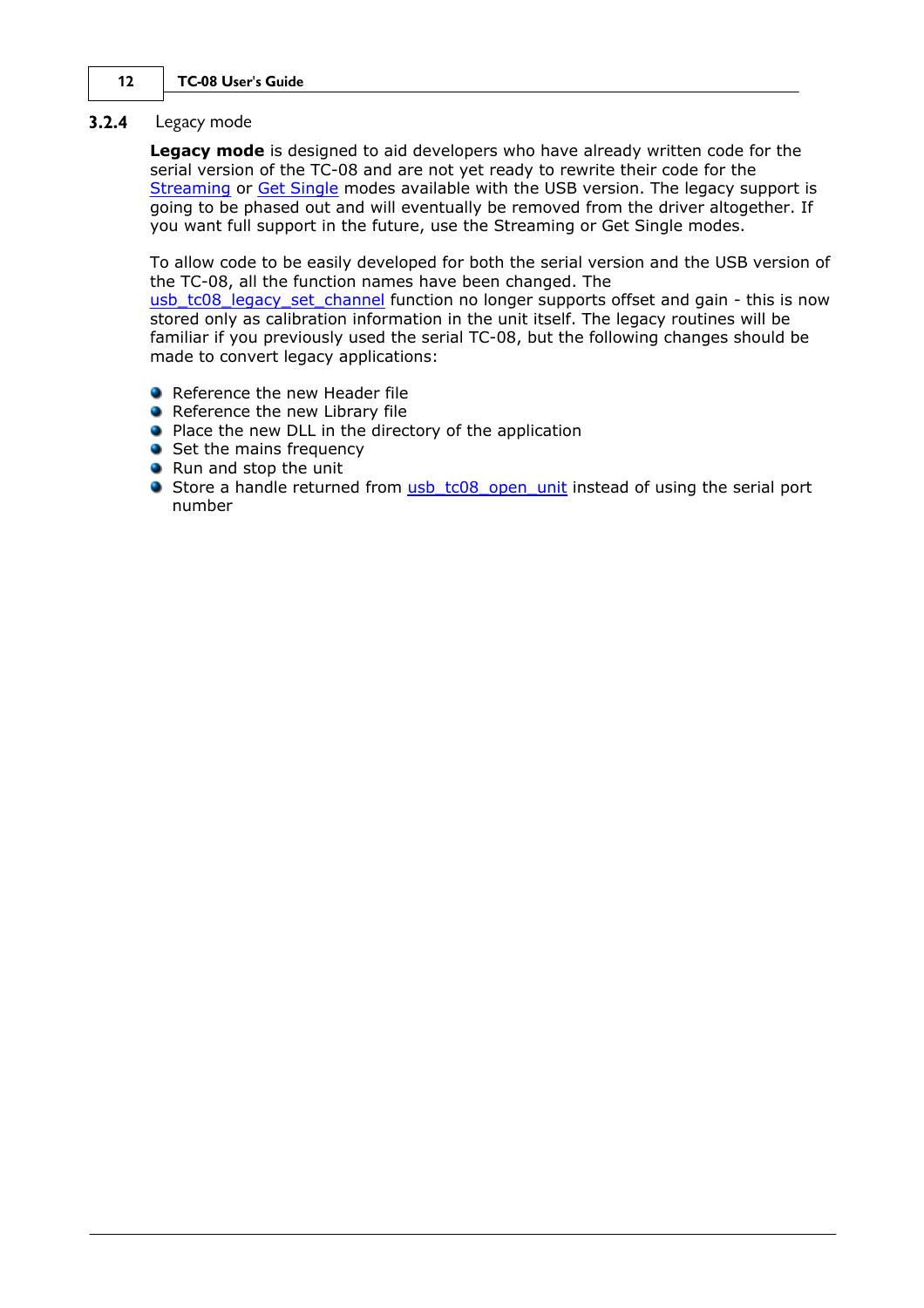### 3.2.4 Legacy mode

**Legacy mode** is designed to aid developers who have already written code for the serial version of the TC-08 and are not yet ready to rewrite their code for the Streaming or Get Single modes available with the USB version. The legacy support is going to be phased out and will eventually be removed from the driver altogether. If you want full support in the future, use the Streaming or Get Single modes.

To allow code to be easily developed for both the serial version and the USB version of the TC-08, all the function names have been changed. The usb_tc08_legacy_set_channel function no longer supports offset and gain - this is now stored only as calibration information in the unit itself. The legacy routines will be familiar if you previously used the serial TC-08, but the following changes should be made to convert legacy applications:

- Reference the new Header file
- Reference the new Library file
- Place the new DLL in the directory of the application
- Set the mains frequency
- Run and stop the unit
- Store a handle returned from usb_tc08_open_unit instead of using the serial port number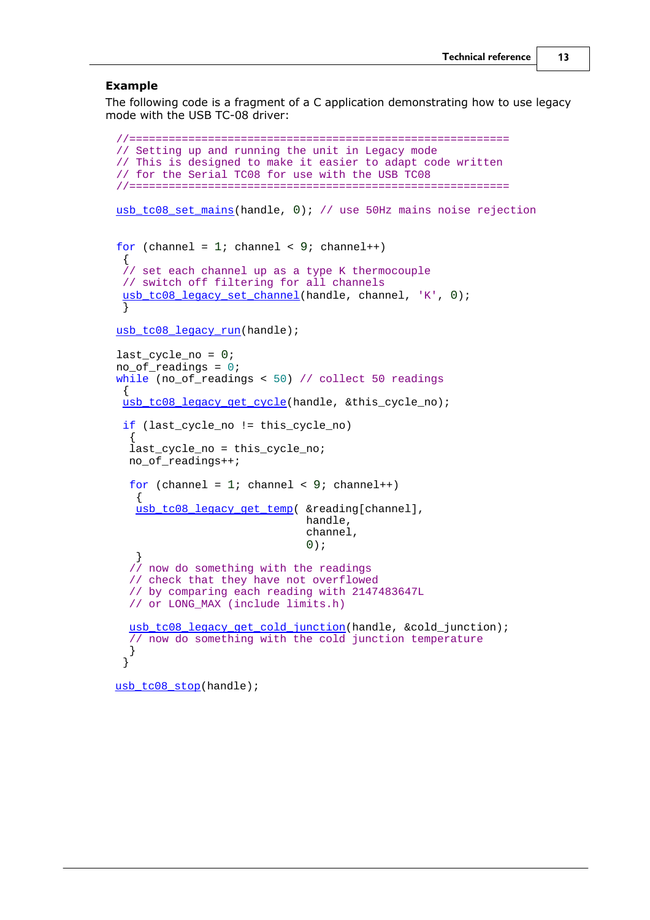### Example

The following code is a fragment of a C application demonstrating how to use legacy mode with the USB TC-08 driver:

```
//==========================================================
// Setting up and running the unit in Legacy mode
// This is designed to make it easier to adapt code written
// for the Serial TC08 for use with the USB TC08
//==========================================================

usb_tc08_set_mains(handle, 0); // use 50Hz mains noise rejection


for (channel = 1; channel < 9; channel++)
 {
 // set each channel up as a type K thermocouple
 // switch off filtering for all channels
 usb_tc08_legacy_set_channel(handle, channel, 'K', 0);
 }

usb_tc08_legacy_run(handle);

last_cycle_no = 0;
no_of_readings = 0;
while (no_of_readings < 50) // collect 50 readings
 {
 usb_tc08_legacy_get_cycle(handle, &this_cycle_no);

 if (last_cycle_no != this_cycle_no)
  {
  last_cycle_no = this_cycle_no;
  no_of_readings++;

  for (channel = 1; channel < 9; channel++)
   {
   usb_tc08_legacy_get_temp( &reading[channel],
                             handle,
                             channel,
                             0);
   }
  // now do something with the readings
  // check that they have not overflowed
  // by comparing each reading with 2147483647L
  // or LONG_MAX (include limits.h)

  usb_tc08_legacy_get_cold_junction(handle, &cold_junction);
  // now do something with the cold junction temperature
  }
 }

usb_tc08_stop(handle);
```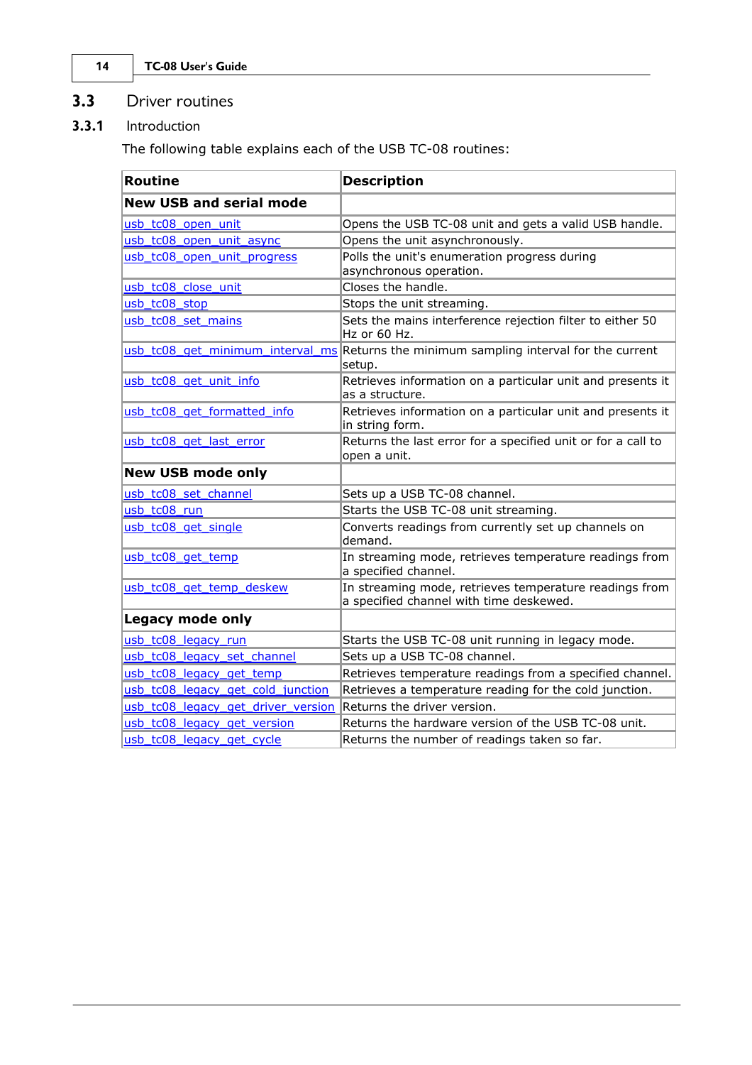## 3.3 Driver routines

### 3.3.1 Introduction

The following table explains each of the USB TC-08 routines:

| Routine | Description |
|---|---|
| **New USB and serial mode** | |
| usb_tc08_open_unit | Opens the USB TC-08 unit and gets a valid USB handle. |
| usb_tc08_open_unit_async | Opens the unit asynchronously. |
| usb_tc08_open_unit_progress | Polls the unit's enumeration progress during asynchronous operation. |
| usb_tc08_close_unit | Closes the handle. |
| usb_tc08_stop | Stops the unit streaming. |
| usb_tc08_set_mains | Sets the mains interference rejection filter to either 50 Hz or 60 Hz. |
| usb_tc08_get_minimum_interval_ms | Returns the minimum sampling interval for the current setup. |
| usb_tc08_get_unit_info | Retrieves information on a particular unit and presents it as a structure. |
| usb_tc08_get_formatted_info | Retrieves information on a particular unit and presents it in string form. |
| usb_tc08_get_last_error | Returns the last error for a specified unit or for a call to open a unit. |
| **New USB mode only** | |
| usb_tc08_set_channel | Sets up a USB TC-08 channel. |
| usb_tc08_run | Starts the USB TC-08 unit streaming. |
| usb_tc08_get_single | Converts readings from currently set up channels on demand. |
| usb_tc08_get_temp | In streaming mode, retrieves temperature readings from a specified channel. |
| usb_tc08_get_temp_deskew | In streaming mode, retrieves temperature readings from a specified channel with time deskewed. |
| **Legacy mode only** | |
| usb_tc08_legacy_run | Starts the USB TC-08 unit running in legacy mode. |
| usb_tc08_legacy_set_channel | Sets up a USB TC-08 channel. |
| usb_tc08_legacy_get_temp | Retrieves temperature readings from a specified channel. |
| usb_tc08_legacy_get_cold_junction | Retrieves a temperature reading for the cold junction. |
| usb_tc08_legacy_get_driver_version | Returns the driver version. |
| usb_tc08_legacy_get_version | Returns the hardware version of the USB TC-08 unit. |
| usb_tc08_legacy_get_cycle | Returns the number of readings taken so far. |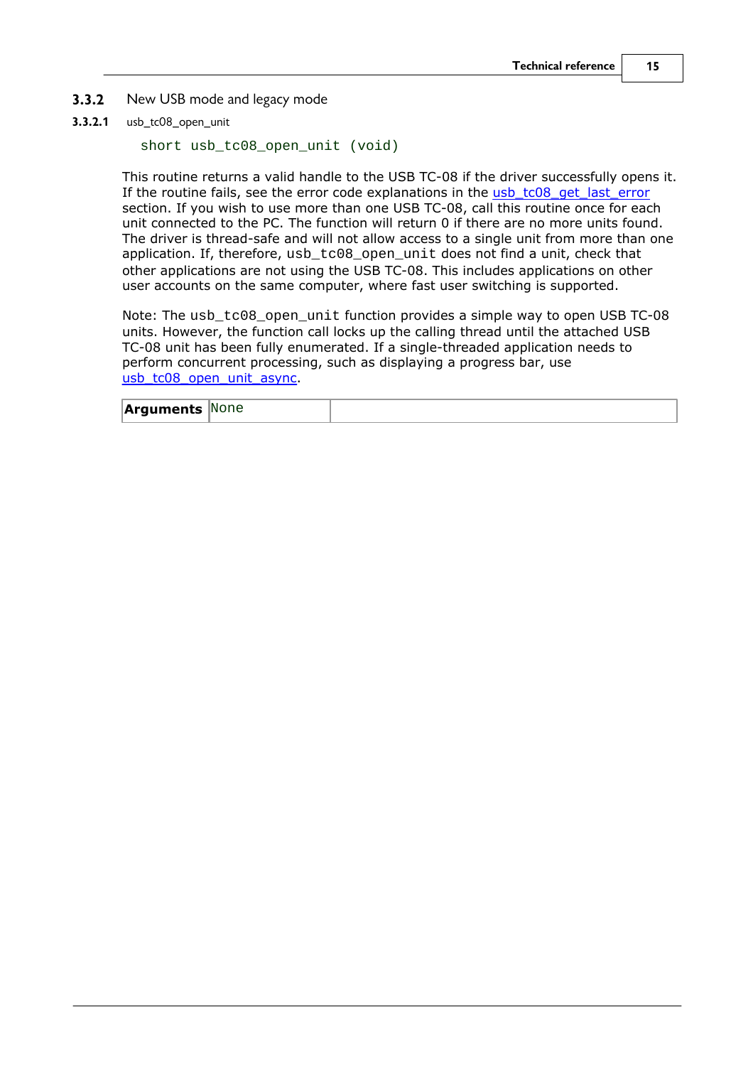### 3.3.2 New USB mode and legacy mode

#### 3.3.2.1 usb_tc08_open_unit

```
short usb_tc08_open_unit (void)
```

This routine returns a valid handle to the USB TC-08 if the driver successfully opens it. If the routine fails, see the error code explanations in the usb_tc08_get_last_error section. If you wish to use more than one USB TC-08, call this routine once for each unit connected to the PC. The function will return 0 if there are no more units found. The driver is thread-safe and will not allow access to a single unit from more than one application. If, therefore, `usb_tc08_open_unit` does not find a unit, check that other applications are not using the USB TC-08. This includes applications on other user accounts on the same computer, where fast user switching is supported.

Note: The `usb_tc08_open_unit` function provides a simple way to open USB TC-08 units. However, the function call locks up the calling thread until the attached USB TC-08 unit has been fully enumerated. If a single-threaded application needs to perform concurrent processing, such as displaying a progress bar, use usb_tc08_open_unit_async.

| **Arguments** | None | |
|---|---|---|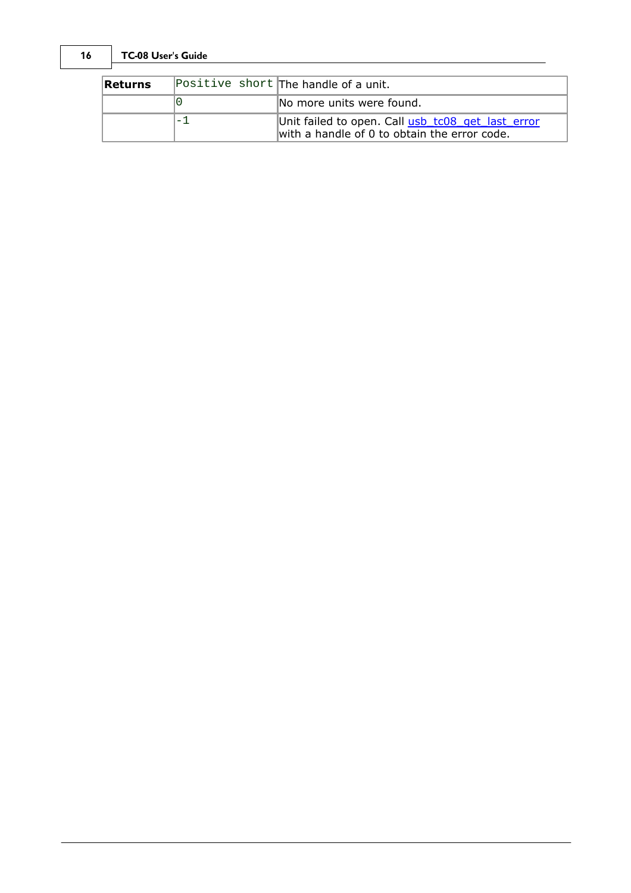| **Returns** | `Positive short` | The handle of a unit. |
| --- | --- | --- |
| | `0` | No more units were found. |
| | `-1` | Unit failed to open. Call usb_tc08_get_last_error with a handle of 0 to obtain the error code. |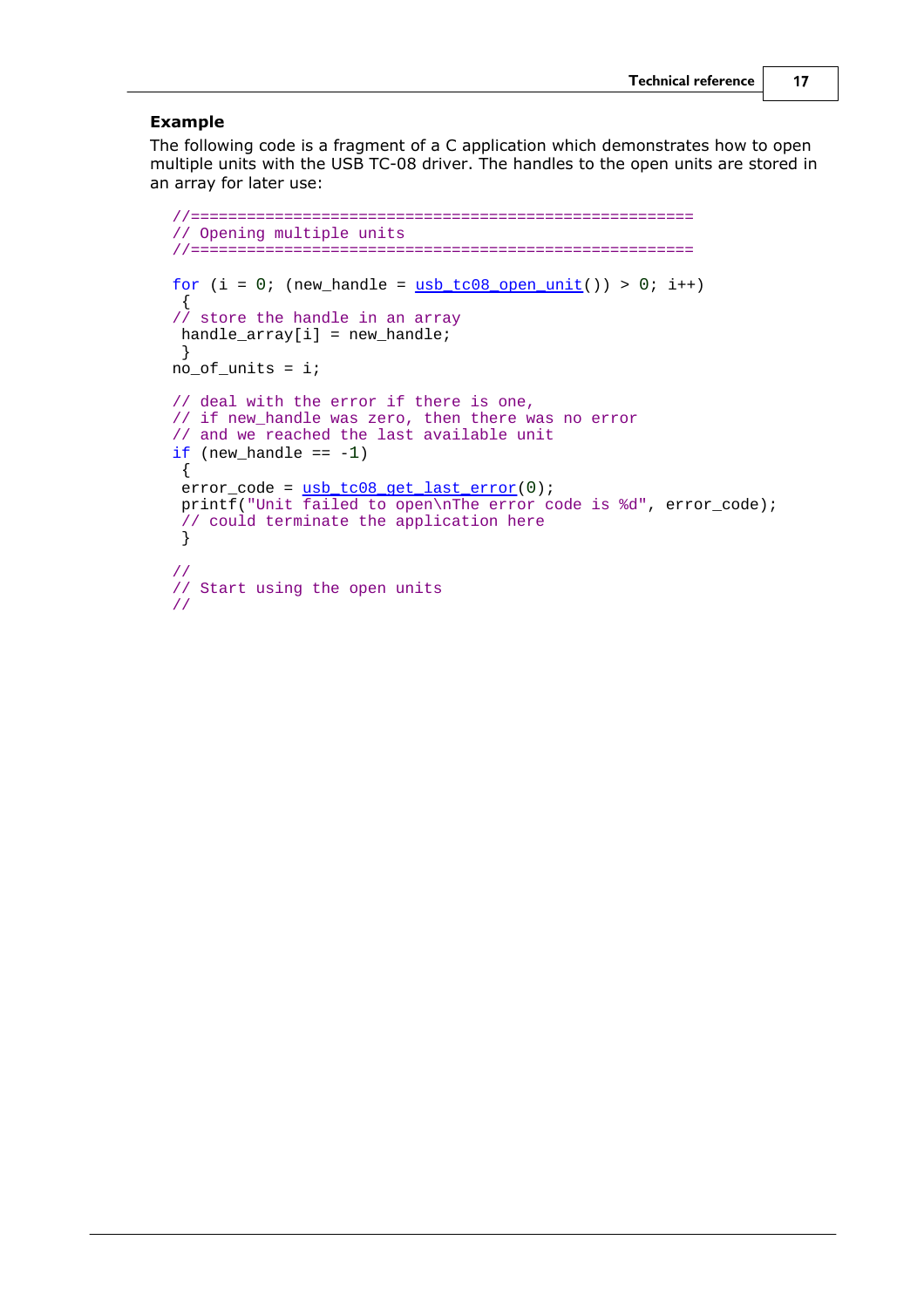### Example

The following code is a fragment of a C application which demonstrates how to open multiple units with the USB TC-08 driver. The handles to the open units are stored in an array for later use:

```
//======================================================
// Opening multiple units
//======================================================

for (i = 0; (new_handle = usb_tc08_open_unit()) > 0; i++)
 {
// store the handle in an array
 handle_array[i] = new_handle;
 }
no_of_units = i;

// deal with the error if there is one,
// if new_handle was zero, then there was no error
// and we reached the last available unit
if (new_handle == -1)
 {
 error_code = usb_tc08_get_last_error(0);
 printf("Unit failed to open\nThe error code is %d", error_code);
 // could terminate the application here
 }

//
// Start using the open units
//
```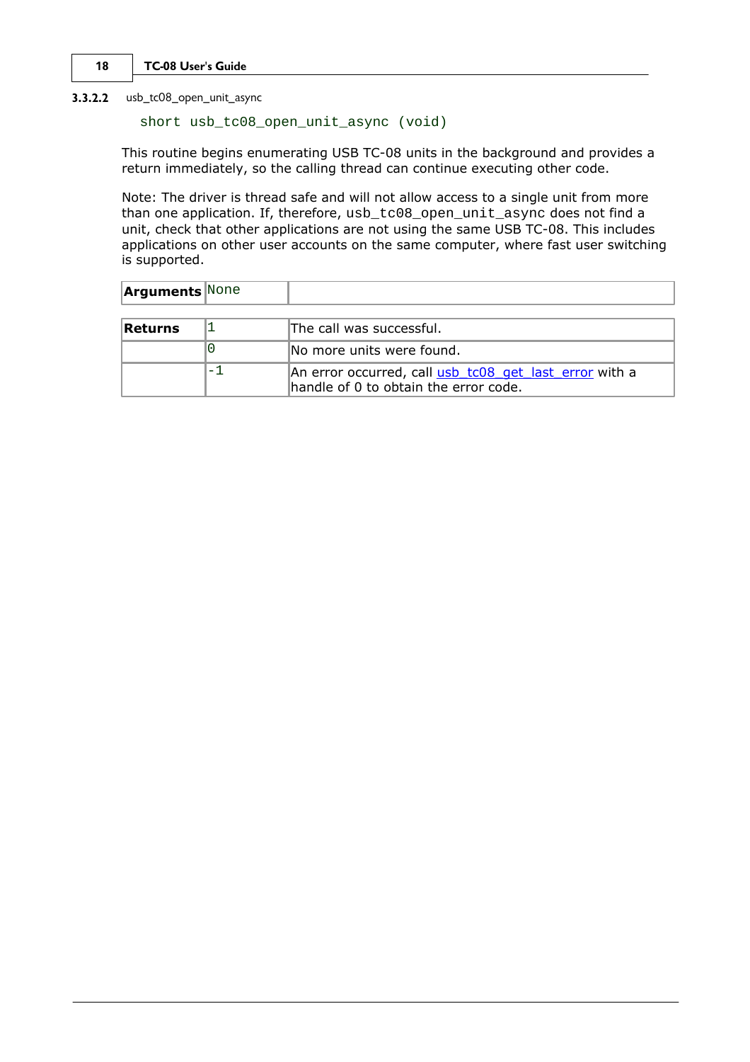#### 3.3.2.2 usb_tc08_open_unit_async

```
short usb_tc08_open_unit_async (void)
```

This routine begins enumerating USB TC-08 units in the background and provides a return immediately, so the calling thread can continue executing other code.

Note: The driver is thread safe and will not allow access to a single unit from more than one application. If, therefore, usb_tc08_open_unit_async does not find a unit, check that other applications are not using the same USB TC-08. This includes applications on other user accounts on the same computer, where fast user switching is supported.

| **Arguments** | None | |
|---|---|---|

| **Returns** | 1 | The call was successful. |
|---|---|---|
| | 0 | No more units were found. |
| | -1 | An error occurred, call usb_tc08_get_last_error with a handle of 0 to obtain the error code. |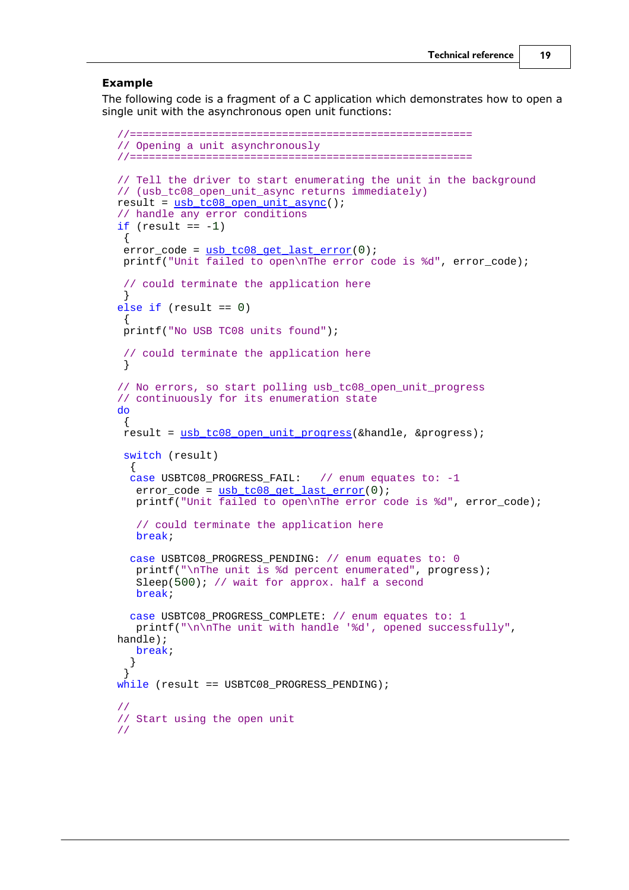### Example

The following code is a fragment of a C application which demonstrates how to open a single unit with the asynchronous open unit functions:

```
//=======================================================
// Opening a unit asynchronously
//=======================================================

// Tell the driver to start enumerating the unit in the background
// (usb_tc08_open_unit_async returns immediately)
result = usb_tc08_open_unit_async();
// handle any error conditions
if (result == -1)
 {
 error_code = usb_tc08_get_last_error(0);
 printf("Unit failed to open\nThe error code is %d", error_code);

 // could terminate the application here
 }
else if (result == 0)
 {
 printf("No USB TC08 units found");

 // could terminate the application here
 }

// No errors, so start polling usb_tc08_open_unit_progress
// continuously for its enumeration state
do
 {
 result = usb_tc08_open_unit_progress(&handle, &progress);

 switch (result)
  {
  case USBTC08_PROGRESS_FAIL:   // enum equates to: -1
   error_code = usb_tc08_get_last_error(0);
   printf("Unit failed to open\nThe error code is %d", error_code);

   // could terminate the application here
   break;

  case USBTC08_PROGRESS_PENDING: // enum equates to: 0
   printf("\nThe unit is %d percent enumerated", progress);
   Sleep(500); // wait for approx. half a second
   break;

  case USBTC08_PROGRESS_COMPLETE: // enum equates to: 1
   printf("\n\nThe unit with handle '%d', opened successfully",
handle);
   break;
  }
 }
while (result == USBTC08_PROGRESS_PENDING);

//
// Start using the open unit
//
```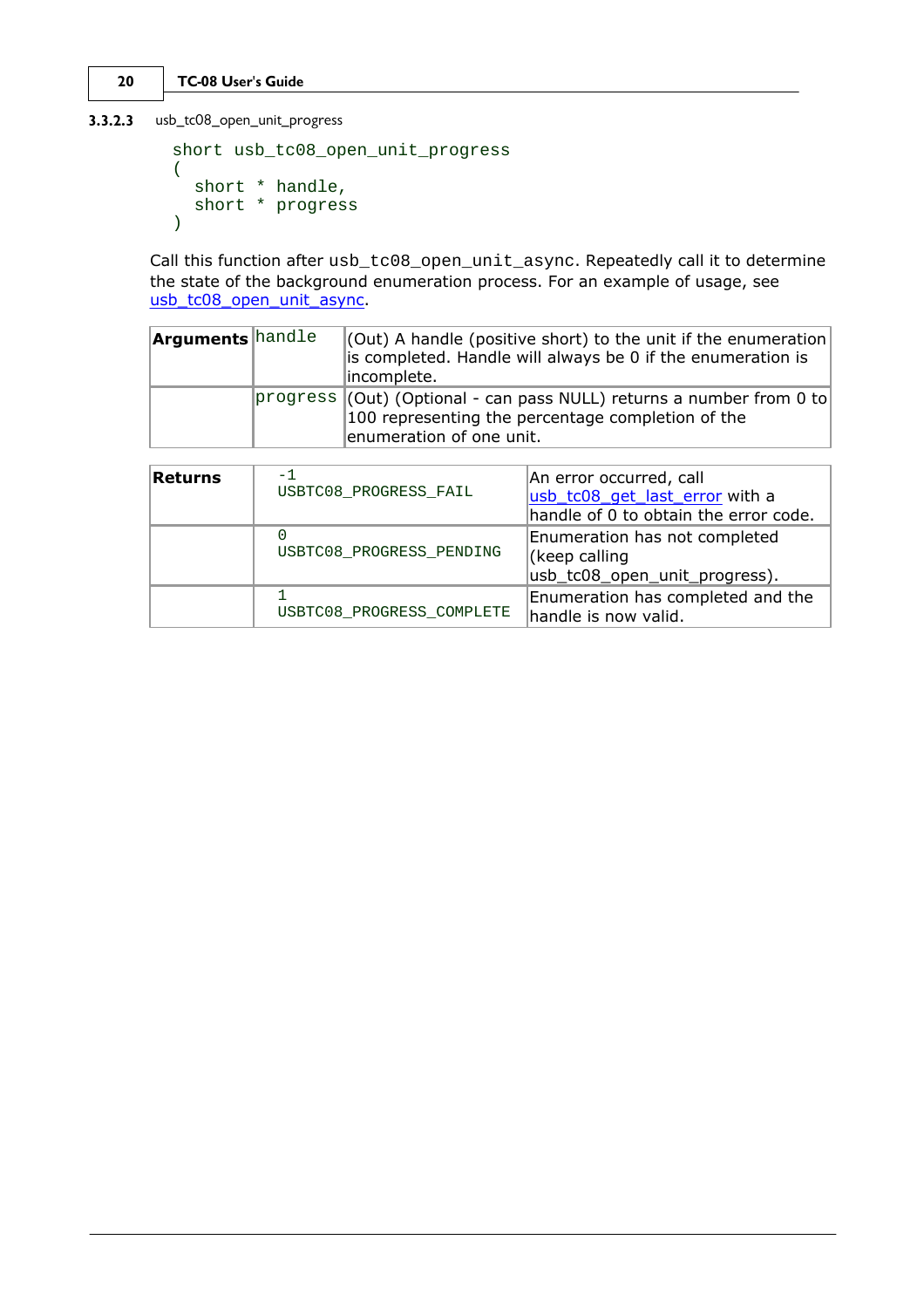### 3.3.2.3 usb_tc08_open_unit_progress

```
short usb_tc08_open_unit_progress
(
  short * handle,
  short * progress
)
```

Call this function after `usb_tc08_open_unit_async`. Repeatedly call it to determine the state of the background enumeration process. For an example of usage, see usb_tc08_open_unit_async.

| Arguments | handle | (Out) A handle (positive short) to the unit if the enumeration is completed. Handle will always be 0 if the enumeration is incomplete. |
|---|---|---|
| | progress | (Out) (Optional - can pass NULL) returns a number from 0 to 100 representing the percentage completion of the enumeration of one unit. |

| Returns | -1<br>USBTC08_PROGRESS_FAIL | An error occurred, call usb_tc08_get_last_error with a handle of 0 to obtain the error code. |
|---|---|---|
| | 0<br>USBTC08_PROGRESS_PENDING | Enumeration has not completed (keep calling usb_tc08_open_unit_progress). |
| | 1<br>USBTC08_PROGRESS_COMPLETE | Enumeration has completed and the handle is now valid. |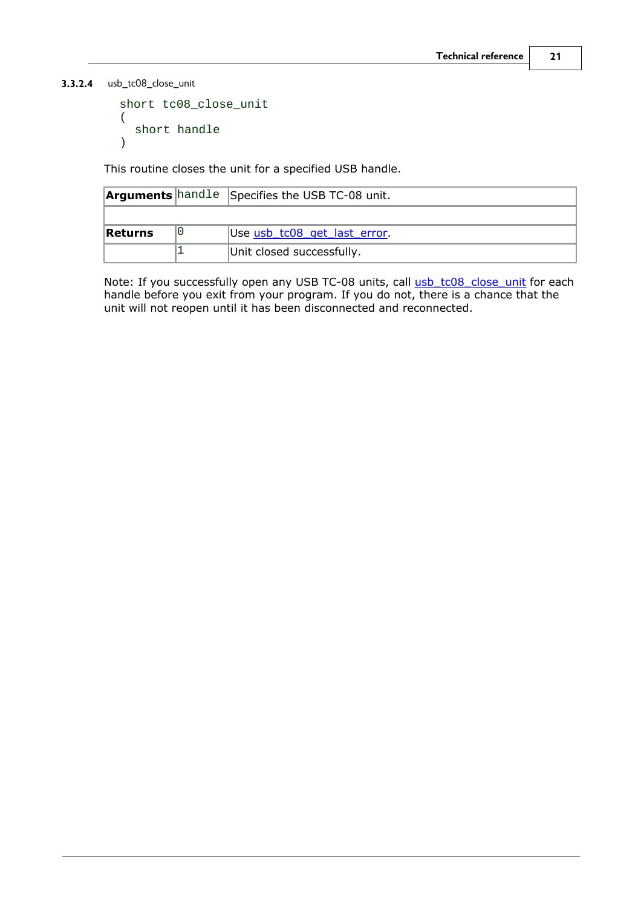#### 3.3.2.4 usb_tc08_close_unit

```
short tc08_close_unit
(
  short handle
)
```

This routine closes the unit for a specified USB handle.

| | | |
|---|---|---|
| **Arguments** | handle | Specifies the USB TC-08 unit. |
| | | |
| **Returns** | 0 | Use usb_tc08_get_last_error. |
| | 1 | Unit closed successfully. |

Note: If you successfully open any USB TC-08 units, call usb_tc08_close_unit for each handle before you exit from your program. If you do not, there is a chance that the unit will not reopen until it has been disconnected and reconnected.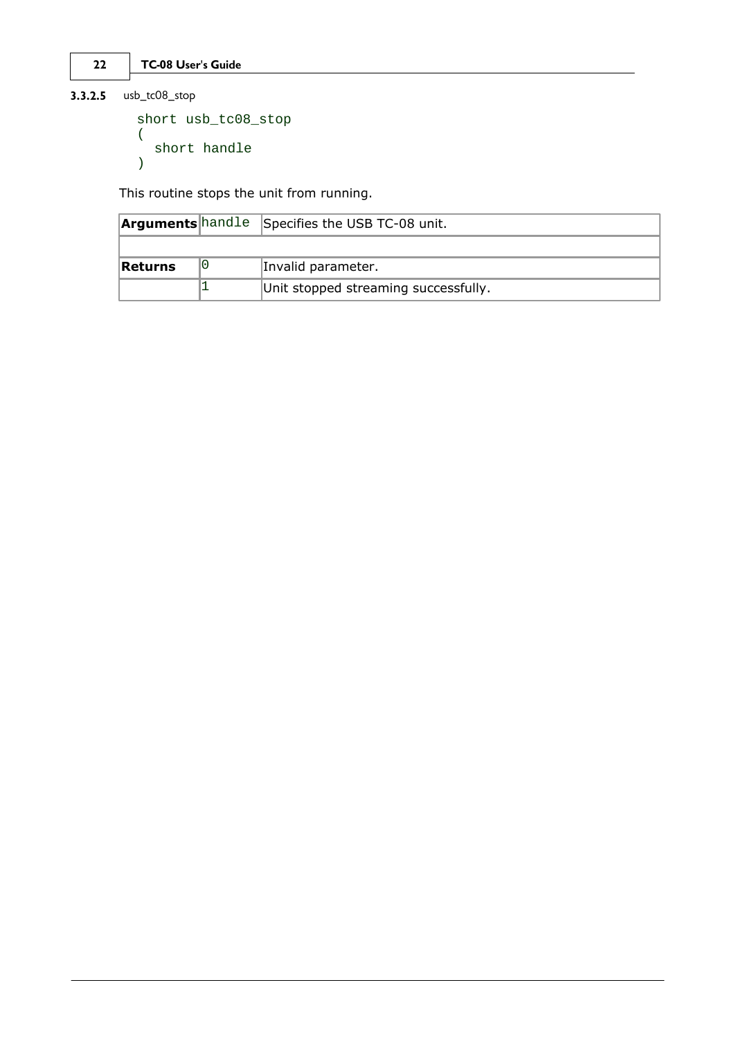#### 3.3.2.5 usb_tc08_stop

```
short usb_tc08_stop
(
  short handle
)
```

This routine stops the unit from running.

| Arguments | handle | Specifies the USB TC-08 unit. |
| --- | --- | --- |
| | | |
| Returns | 0 | Invalid parameter. |
| | 1 | Unit stopped streaming successfully. |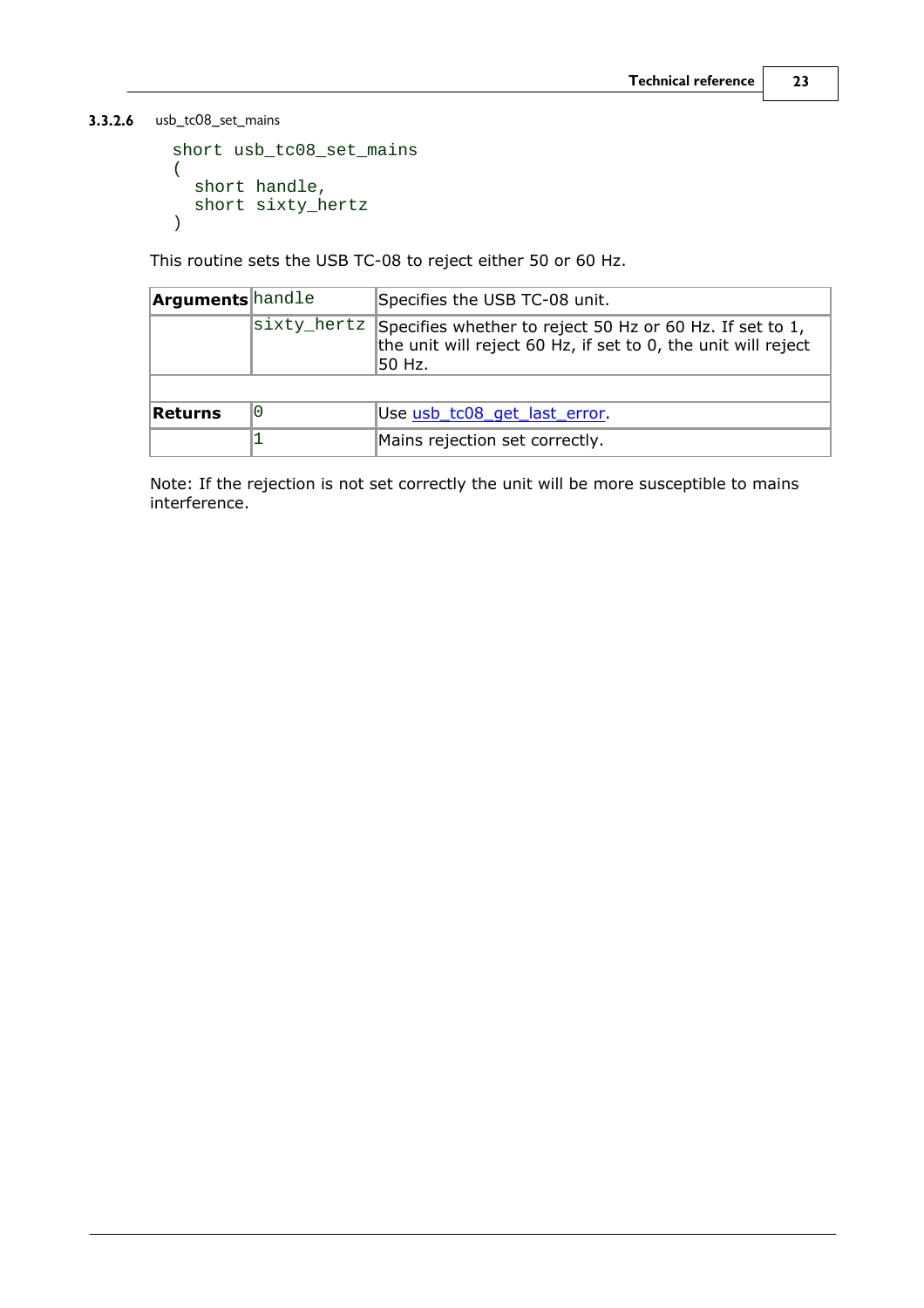### 3.3.2.6 usb_tc08_set_mains

```
short usb_tc08_set_mains
(
  short handle,
  short sixty_hertz
)
```

This routine sets the USB TC-08 to reject either 50 or 60 Hz.

| | | |
|---|---|---|
| **Arguments** | handle | Specifies the USB TC-08 unit. |
| | sixty_hertz | Specifies whether to reject 50 Hz or 60 Hz. If set to 1, the unit will reject 60 Hz, if set to 0, the unit will reject 50 Hz. |
| | | |
| **Returns** | 0 | Use usb_tc08_get_last_error. |
| | 1 | Mains rejection set correctly. |

Note: If the rejection is not set correctly the unit will be more susceptible to mains interference.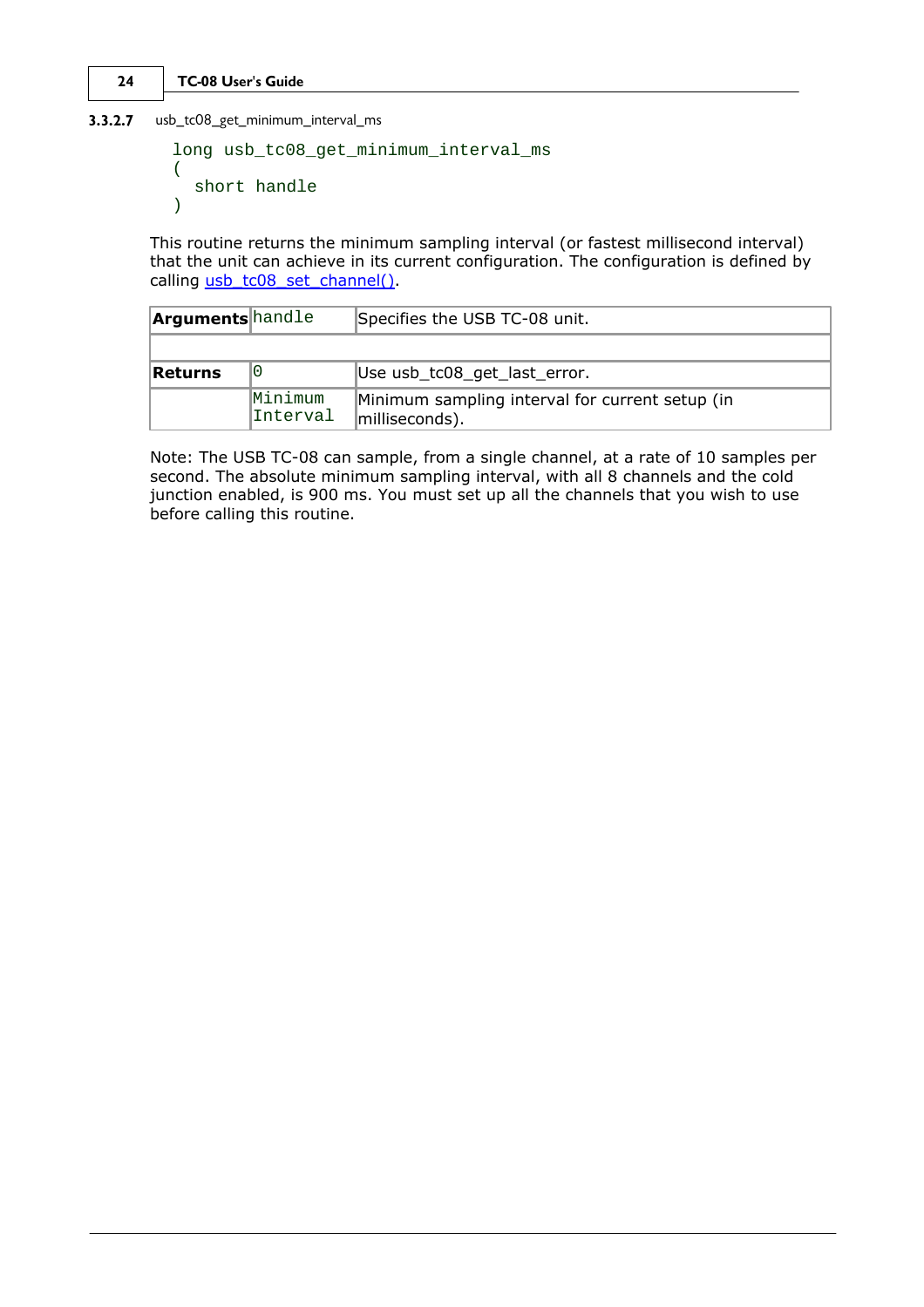#### 3.3.2.7 usb_tc08_get_minimum_interval_ms

```
long usb_tc08_get_minimum_interval_ms
(
  short handle
)
```

This routine returns the minimum sampling interval (or fastest millisecond interval) that the unit can achieve in its current configuration. The configuration is defined by calling usb_tc08_set_channel().

| | | |
|---|---|---|
| **Arguments** | handle | Specifies the USB TC-08 unit. |
| | | |
| **Returns** | 0 | Use usb_tc08_get_last_error. |
| | Minimum Interval | Minimum sampling interval for current setup (in milliseconds). |

Note: The USB TC-08 can sample, from a single channel, at a rate of 10 samples per second. The absolute minimum sampling interval, with all 8 channels and the cold junction enabled, is 900 ms. You must set up all the channels that you wish to use before calling this routine.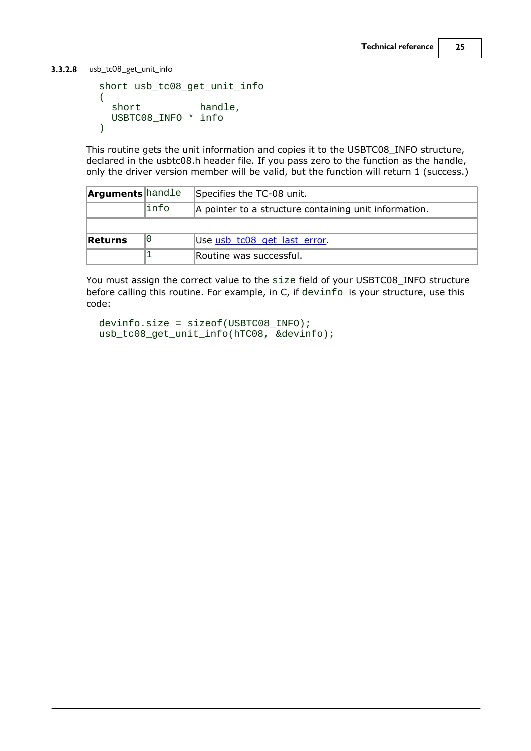#### 3.3.2.8 usb_tc08_get_unit_info

```
short usb_tc08_get_unit_info
(
  short          handle,
  USBTC08_INFO * info
)
```

This routine gets the unit information and copies it to the USBTC08_INFO structure, declared in the usbtc08.h header file. If you pass zero to the function as the handle, only the driver version member will be valid, but the function will return 1 (success.)

| | | |
|---|---|---|
| **Arguments** | `handle` | Specifies the TC-08 unit. |
| | `info` | A pointer to a structure containing unit information. |
| | | |
| **Returns** | `0` | Use usb_tc08_get_last_error. |
| | `1` | Routine was successful. |

You must assign the correct value to the `size` field of your USBTC08_INFO structure before calling this routine. For example, in C, if `devinfo` is your structure, use this code:

```
devinfo.size = sizeof(USBTC08_INFO);
usb_tc08_get_unit_info(hTC08, &devinfo);
```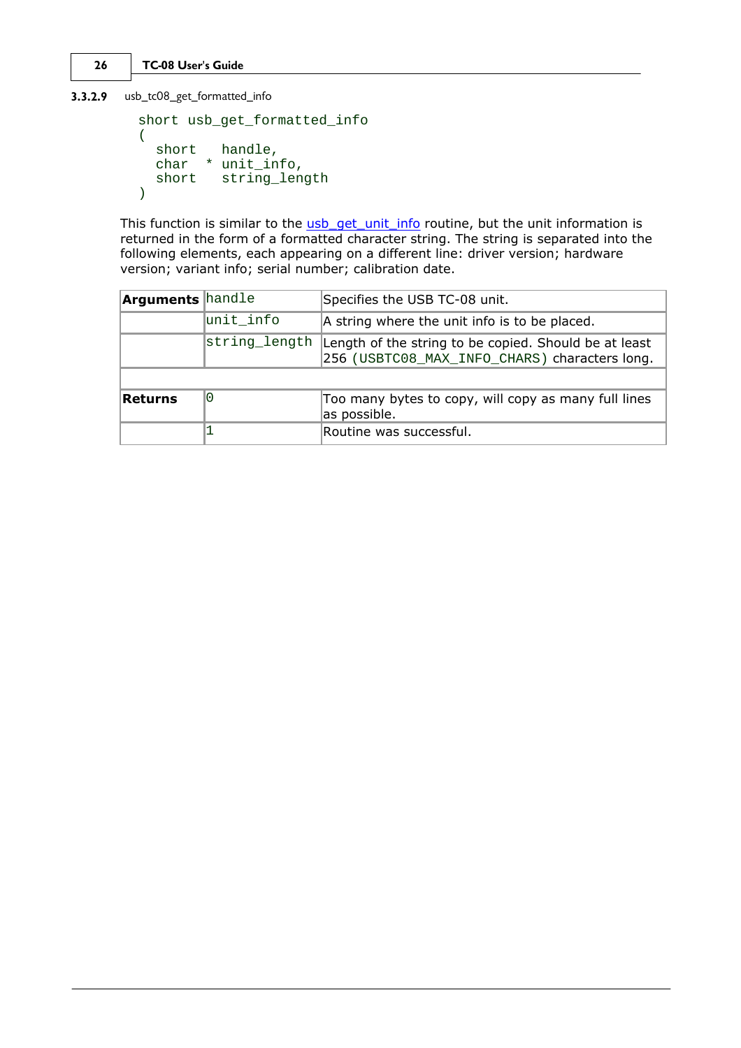#### 3.3.2.9 usb_tc08_get_formatted_info

```
short usb_get_formatted_info
(
  short   handle,
  char  * unit_info,
  short   string_length
)
```

This function is similar to the usb_get_unit_info routine, but the unit information is returned in the form of a formatted character string. The string is separated into the following elements, each appearing on a different line: driver version; hardware version; variant info; serial number; calibration date.

| | | |
|---|---|---|
| **Arguments** | handle | Specifies the USB TC-08 unit. |
| | unit_info | A string where the unit info is to be placed. |
| | string_length | Length of the string to be copied. Should be at least 256 (USBTC08_MAX_INFO_CHARS) characters long. |
| | | |
| **Returns** | 0 | Too many bytes to copy, will copy as many full lines as possible. |
| | 1 | Routine was successful. |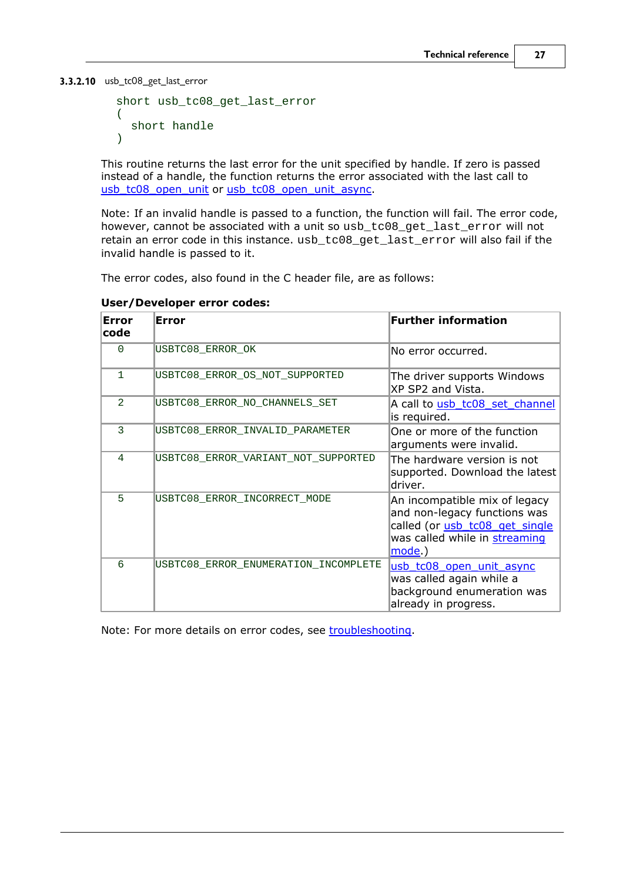### 3.3.2.10 usb_tc08_get_last_error

```
short usb_tc08_get_last_error
(
  short handle
)
```

This routine returns the last error for the unit specified by handle. If zero is passed instead of a handle, the function returns the error associated with the last call to usb_tc08_open_unit or usb_tc08_open_unit_async.

Note: If an invalid handle is passed to a function, the function will fail. The error code, however, cannot be associated with a unit so `usb_tc08_get_last_error` will not retain an error code in this instance. `usb_tc08_get_last_error` will also fail if the invalid handle is passed to it.

The error codes, also found in the C header file, are as follows:

**User/Developer error codes:**

| Error code | Error | Further information |
|---|---|---|
| 0 | USBTC08_ERROR_OK | No error occurred. |
| 1 | USBTC08_ERROR_OS_NOT_SUPPORTED | The driver supports Windows XP SP2 and Vista. |
| 2 | USBTC08_ERROR_NO_CHANNELS_SET | A call to usb_tc08_set_channel is required. |
| 3 | USBTC08_ERROR_INVALID_PARAMETER | One or more of the function arguments were invalid. |
| 4 | USBTC08_ERROR_VARIANT_NOT_SUPPORTED | The hardware version is not supported. Download the latest driver. |
| 5 | USBTC08_ERROR_INCORRECT_MODE | An incompatible mix of legacy and non-legacy functions was called (or usb_tc08_get_single was called while in streaming mode.) |
| 6 | USBTC08_ERROR_ENUMERATION_INCOMPLETE | usb_tc08_open_unit_async was called again while a background enumeration was already in progress. |

Note: For more details on error codes, see troubleshooting.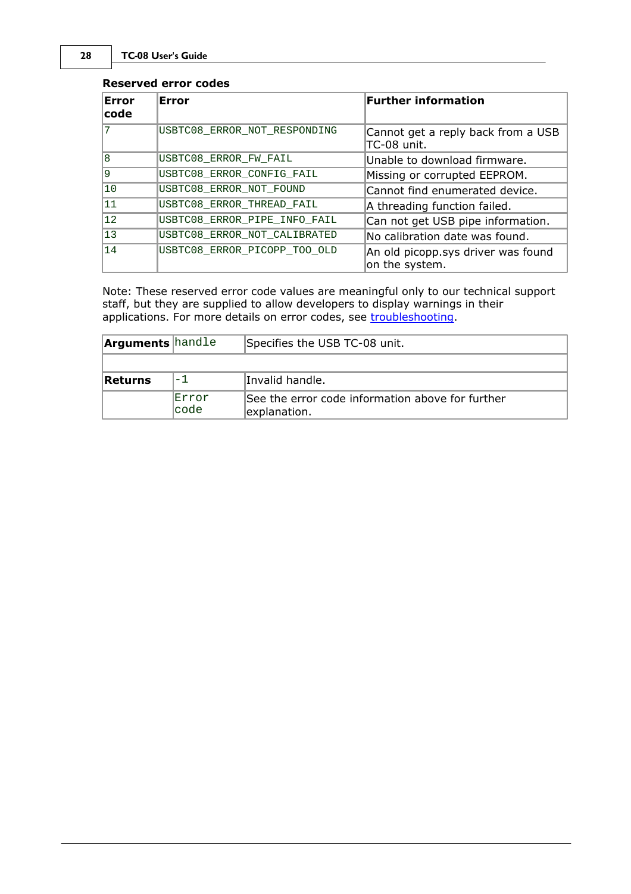**Reserved error codes**

| Error code | Error | Further information |
|---|---|---|
| 7 | USBTC08_ERROR_NOT_RESPONDING | Cannot get a reply back from a USB TC-08 unit. |
| 8 | USBTC08_ERROR_FW_FAIL | Unable to download firmware. |
| 9 | USBTC08_ERROR_CONFIG_FAIL | Missing or corrupted EEPROM. |
| 10 | USBTC08_ERROR_NOT_FOUND | Cannot find enumerated device. |
| 11 | USBTC08_ERROR_THREAD_FAIL | A threading function failed. |
| 12 | USBTC08_ERROR_PIPE_INFO_FAIL | Can not get USB pipe information. |
| 13 | USBTC08_ERROR_NOT_CALIBRATED | No calibration date was found. |
| 14 | USBTC08_ERROR_PICOPP_TOO_OLD | An old picopp.sys driver was found on the system. |

Note: These reserved error code values are meaningful only to our technical support staff, but they are supplied to allow developers to display warnings in their applications. For more details on error codes, see troubleshooting.

| | | |
|---|---|---|
| **Arguments** | handle | Specifies the USB TC-08 unit. |
| | | |
| **Returns** | -1 | Invalid handle. |
| | Error code | See the error code information above for further explanation. |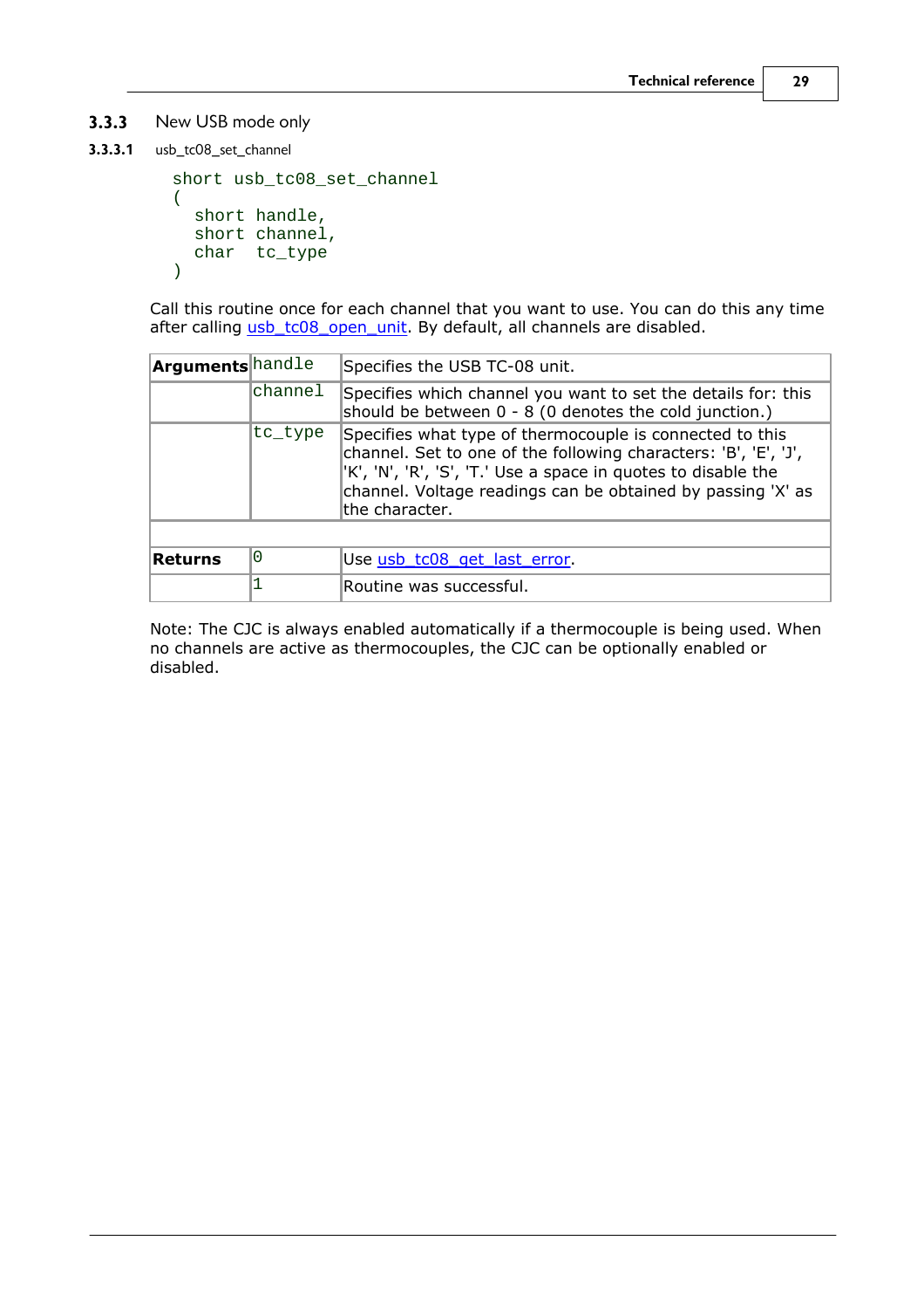### 3.3.3 New USB mode only

#### 3.3.3.1 usb_tc08_set_channel

```
short usb_tc08_set_channel
(
  short handle,
  short channel,
  char  tc_type
)
```

Call this routine once for each channel that you want to use. You can do this any time after calling usb_tc08_open_unit. By default, all channels are disabled.

| | | |
|---|---|---|
| **Arguments** | handle | Specifies the USB TC-08 unit. |
| | channel | Specifies which channel you want to set the details for: this should be between 0 - 8 (0 denotes the cold junction.) |
| | tc_type | Specifies what type of thermocouple is connected to this channel. Set to one of the following characters: 'B', 'E', 'J', 'K', 'N', 'R', 'S', 'T.' Use a space in quotes to disable the channel. Voltage readings can be obtained by passing 'X' as the character. |
| | | |
| **Returns** | 0 | Use usb_tc08_get_last_error. |
| | 1 | Routine was successful. |

Note: The CJC is always enabled automatically if a thermocouple is being used. When no channels are active as thermocouples, the CJC can be optionally enabled or disabled.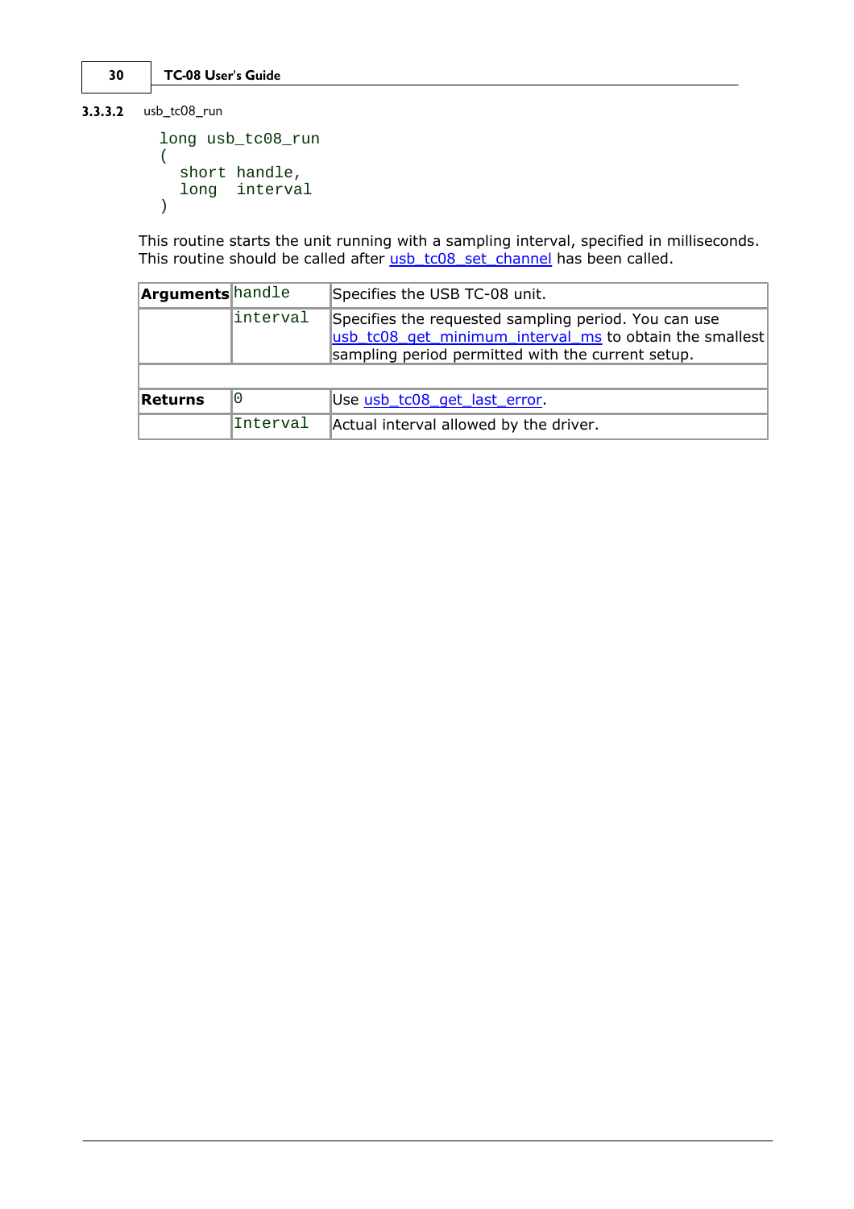### 3.3.3.2 usb_tc08_run

```
long usb_tc08_run
(
  short handle,
  long  interval
)
```

This routine starts the unit running with a sampling interval, specified in milliseconds. This routine should be called after usb_tc08_set_channel has been called.

| | | |
|---|---|---|
| **Arguments** | handle | Specifies the USB TC-08 unit. |
| | interval | Specifies the requested sampling period. You can use usb_tc08_get_minimum_interval_ms to obtain the smallest sampling period permitted with the current setup. |
| | | |
| **Returns** | 0 | Use usb_tc08_get_last_error. |
| | Interval | Actual interval allowed by the driver. |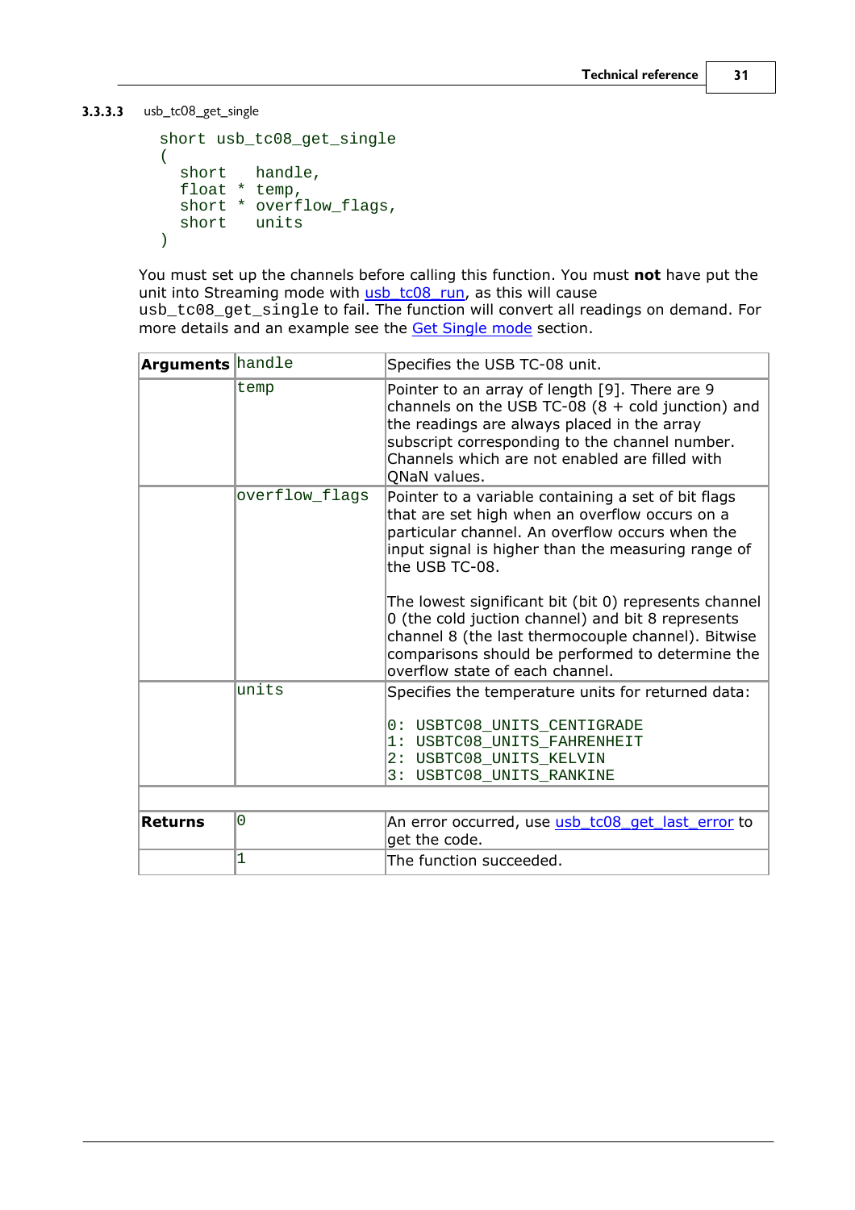### 3.3.3.3 usb_tc08_get_single

```
short usb_tc08_get_single
(
  short   handle,
  float * temp,
  short * overflow_flags,
  short   units
)
```

You must set up the channels before calling this function. You must **not** have put the unit into Streaming mode with usb_tc08_run, as this will cause `usb_tc08_get_single` to fail. The function will convert all readings on demand. For more details and an example see the Get Single mode section.

| | | |
|---|---|---|
| **Arguments** | `handle` | Specifies the USB TC-08 unit. |
| | `temp` | Pointer to an array of length [9]. There are 9 channels on the USB TC-08 (8 + cold junction) and the readings are always placed in the array subscript corresponding to the channel number. Channels which are not enabled are filled with QNaN values. |
| | `overflow_flags` | Pointer to a variable containing a set of bit flags that are set high when an overflow occurs on a particular channel. An overflow occurs when the input signal is higher than the measuring range of the USB TC-08.<br><br>The lowest significant bit (bit 0) represents channel 0 (the cold juction channel) and bit 8 represents channel 8 (the last thermocouple channel). Bitwise comparisons should be performed to determine the overflow state of each channel. |
| | `units` | Specifies the temperature units for returned data:<br><br>`0: USBTC08_UNITS_CENTIGRADE`<br>`1: USBTC08_UNITS_FAHRENHEIT`<br>`2: USBTC08_UNITS_KELVIN`<br>`3: USBTC08_UNITS_RANKINE` |
| | | |
| **Returns** | `0` | An error occurred, use usb_tc08_get_last_error to get the code. |
| | `1` | The function succeeded. |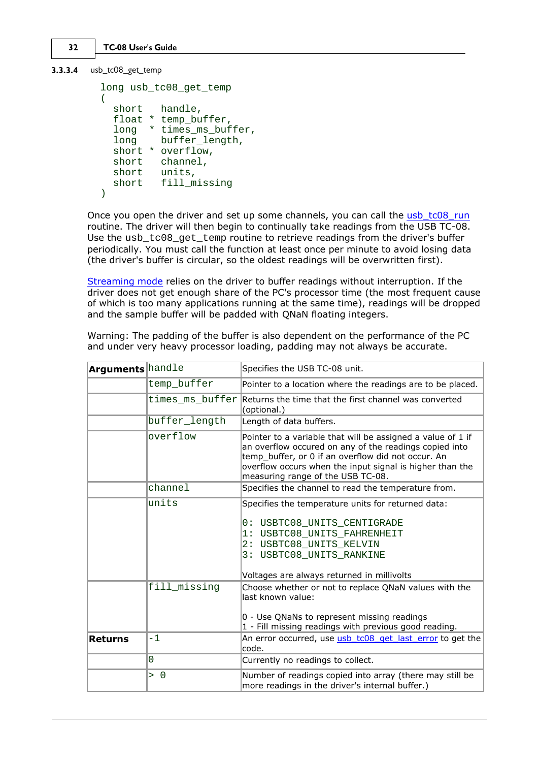### 3.3.3.4 usb_tc08_get_temp

```
long usb_tc08_get_temp
(
  short   handle,
  float * temp_buffer,
  long  * times_ms_buffer,
  long    buffer_length,
  short * overflow,
  short   channel,
  short   units,
  short   fill_missing
)
```

Once you open the driver and set up some channels, you can call the usb_tc08_run routine. The driver will then begin to continually take readings from the USB TC-08. Use the `usb_tc08_get_temp` routine to retrieve readings from the driver's buffer periodically. You must call the function at least once per minute to avoid losing data (the driver's buffer is circular, so the oldest readings will be overwritten first).

Streaming mode relies on the driver to buffer readings without interruption. If the driver does not get enough share of the PC's processor time (the most frequent cause of which is too many applications running at the same time), readings will be dropped and the sample buffer will be padded with QNaN floating integers.

Warning: The padding of the buffer is also dependent on the performance of the PC and under very heavy processor loading, padding may not always be accurate.

| | | |
|---|---|---|
| **Arguments** | `handle` | Specifies the USB TC-08 unit. |
| | `temp_buffer` | Pointer to a location where the readings are to be placed. |
| | `times_ms_buffer` | Returns the time that the first channel was converted (optional.) |
| | `buffer_length` | Length of data buffers. |
| | `overflow` | Pointer to a variable that will be assigned a value of 1 if an overflow occured on any of the readings copied into temp_buffer, or 0 if an overflow did not occur. An overflow occurs when the input signal is higher than the measuring range of the USB TC-08. |
| | `channel` | Specifies the channel to read the temperature from. |
| | `units` | Specifies the temperature units for returned data:<br><br>`0: USBTC08_UNITS_CENTIGRADE`<br>`1: USBTC08_UNITS_FAHRENHEIT`<br>`2: USBTC08_UNITS_KELVIN`<br>`3: USBTC08_UNITS_RANKINE`<br><br>Voltages are always returned in millivolts |
| | `fill_missing` | Choose whether or not to replace QNaN values with the last known value:<br><br>0 - Use QNaNs to represent missing readings<br>1 - Fill missing readings with previous good reading. |
| **Returns** | `-1` | An error occurred, use usb_tc08_get_last_error to get the code. |
| | `0` | Currently no readings to collect. |
| | `> 0` | Number of readings copied into array (there may still be more readings in the driver's internal buffer.) |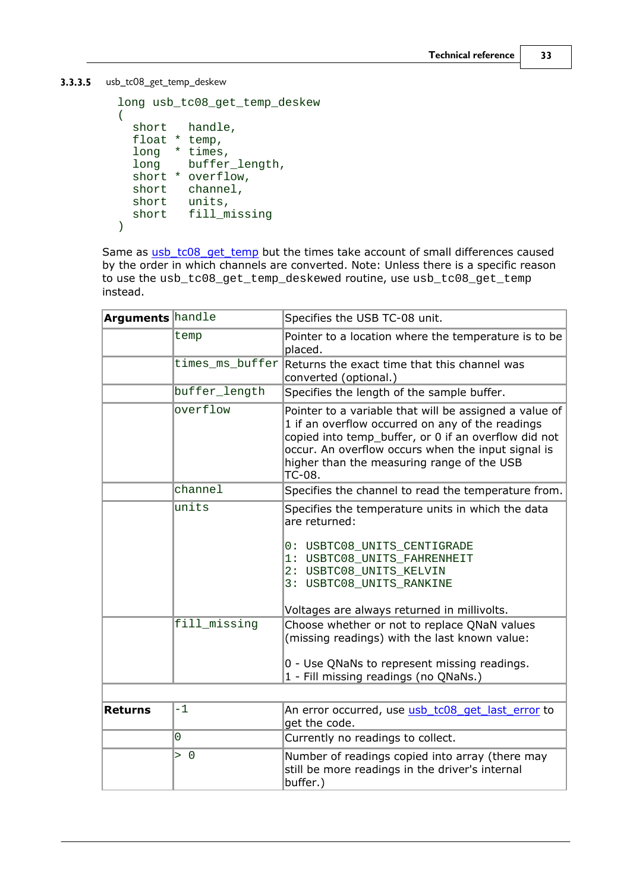### 3.3.3.5 usb_tc08_get_temp_deskew

```
long usb_tc08_get_temp_deskew
(
  short   handle,
  float * temp,
  long  * times,
  long    buffer_length,
  short * overflow,
  short   channel,
  short   units,
  short   fill_missing
)
```

Same as usb_tc08_get_temp but the times take account of small differences caused by the order in which channels are converted. Note: Unless there is a specific reason to use the `usb_tc08_get_temp_deskewed` routine, use `usb_tc08_get_temp` instead.

| | | |
|---|---|---|
| **Arguments** | `handle` | Specifies the USB TC-08 unit. |
| | `temp` | Pointer to a location where the temperature is to be placed. |
| | `times_ms_buffer` | Returns the exact time that this channel was converted (optional.) |
| | `buffer_length` | Specifies the length of the sample buffer. |
| | `overflow` | Pointer to a variable that will be assigned a value of 1 if an overflow occurred on any of the readings copied into temp_buffer, or 0 if an overflow did not occur. An overflow occurs when the input signal is higher than the measuring range of the USB TC-08. |
| | `channel` | Specifies the channel to read the temperature from. |
| | `units` | Specifies the temperature units in which the data are returned:<br><br>`0: USBTC08_UNITS_CENTIGRADE`<br>`1: USBTC08_UNITS_FAHRENHEIT`<br>`2: USBTC08_UNITS_KELVIN`<br>`3: USBTC08_UNITS_RANKINE`<br><br>Voltages are always returned in millivolts. |
| | `fill_missing` | Choose whether or not to replace QNaN values (missing readings) with the last known value:<br><br>0 - Use QNaNs to represent missing readings.<br>1 - Fill missing readings (no QNaNs.) |
| | | |
| **Returns** | `-1` | An error occurred, use usb_tc08_get_last_error to get the code. |
| | `0` | Currently no readings to collect. |
| | `> 0` | Number of readings copied into array (there may still be more readings in the driver's internal buffer.) |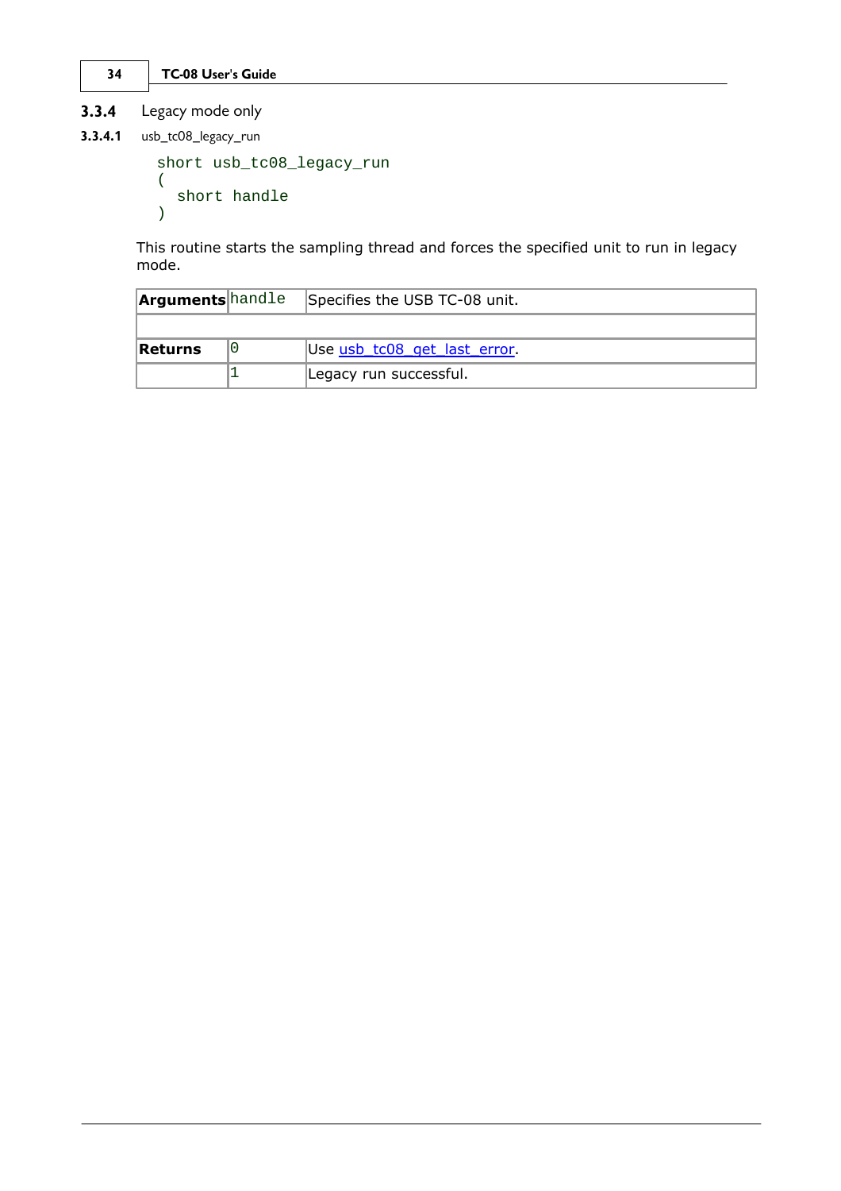### 3.3.4 Legacy mode only

#### 3.3.4.1 usb_tc08_legacy_run

```
short usb_tc08_legacy_run
(
  short handle
)
```

This routine starts the sampling thread and forces the specified unit to run in legacy mode.

| Arguments | handle | Specifies the USB TC-08 unit. |
|---|---|---|
| | | |
| **Returns** | 0 | Use usb_tc08_get_last_error. |
| | 1 | Legacy run successful. |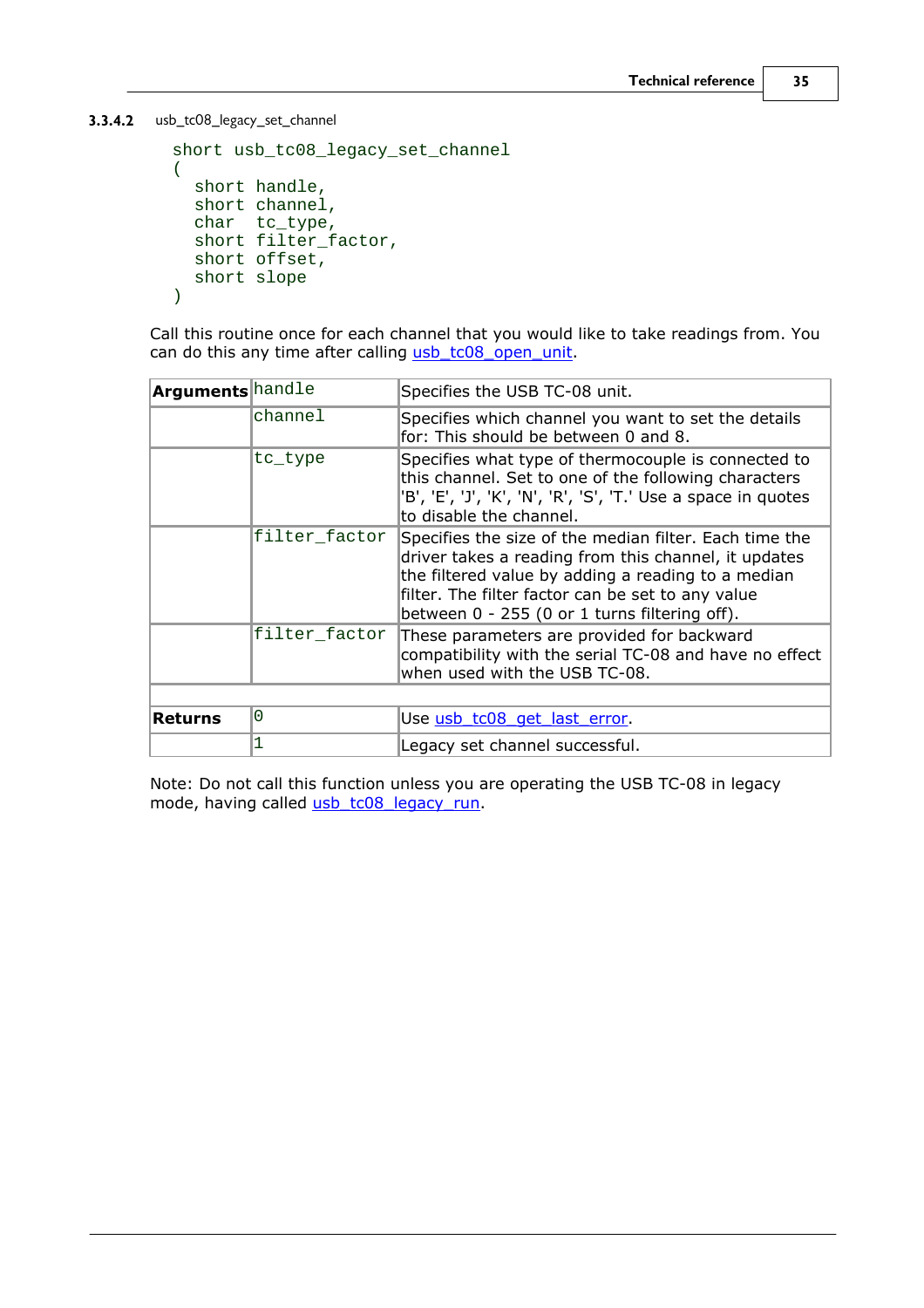### 3.3.4.2 usb_tc08_legacy_set_channel

```
short usb_tc08_legacy_set_channel
(
  short handle,
  short channel,
  char  tc_type,
  short filter_factor,
  short offset,
  short slope
)
```

Call this routine once for each channel that you would like to take readings from. You can do this any time after calling usb_tc08_open_unit.

| | | |
|---|---|---|
| **Arguments** | handle | Specifies the USB TC-08 unit. |
| | channel | Specifies which channel you want to set the details for: This should be between 0 and 8. |
| | tc_type | Specifies what type of thermocouple is connected to this channel. Set to one of the following characters 'B', 'E', 'J', 'K', 'N', 'R', 'S', 'T.' Use a space in quotes to disable the channel. |
| | filter_factor | Specifies the size of the median filter. Each time the driver takes a reading from this channel, it updates the filtered value by adding a reading to a median filter. The filter factor can be set to any value between 0 - 255 (0 or 1 turns filtering off). |
| | filter_factor | These parameters are provided for backward compatibility with the serial TC-08 and have no effect when used with the USB TC-08. |
| | | |
| **Returns** | 0 | Use usb_tc08_get_last_error. |
| | 1 | Legacy set channel successful. |

Note: Do not call this function unless you are operating the USB TC-08 in legacy mode, having called usb_tc08_legacy_run.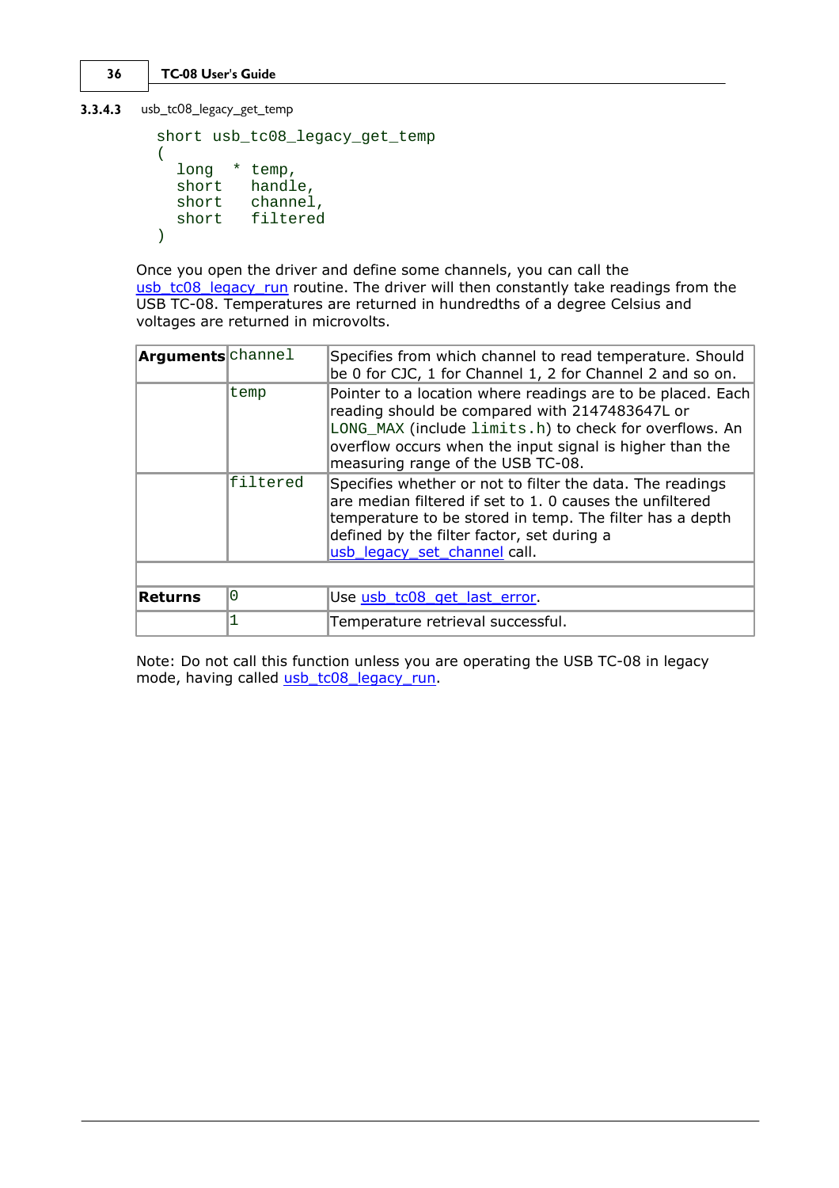### 3.3.4.3 usb_tc08_legacy_get_temp

```
short usb_tc08_legacy_get_temp
(
  long  * temp,
  short   handle,
  short   channel,
  short   filtered
)
```

Once you open the driver and define some channels, you can call the usb_tc08_legacy_run routine. The driver will then constantly take readings from the USB TC-08. Temperatures are returned in hundredths of a degree Celsius and voltages are returned in microvolts.

| | | |
|---|---|---|
| **Arguments** | `channel` | Specifies from which channel to read temperature. Should be 0 for CJC, 1 for Channel 1, 2 for Channel 2 and so on. |
| | `temp` | Pointer to a location where readings are to be placed. Each reading should be compared with 2147483647L or `LONG_MAX` (include `limits.h`) to check for overflows. An overflow occurs when the input signal is higher than the measuring range of the USB TC-08. |
| | `filtered` | Specifies whether or not to filter the data. The readings are median filtered if set to 1. 0 causes the unfiltered temperature to be stored in temp. The filter has a depth defined by the filter factor, set during a usb_legacy_set_channel call. |
| | | |
| **Returns** | `0` | Use usb_tc08_get_last_error. |
| | `1` | Temperature retrieval successful. |

Note: Do not call this function unless you are operating the USB TC-08 in legacy mode, having called usb_tc08_legacy_run.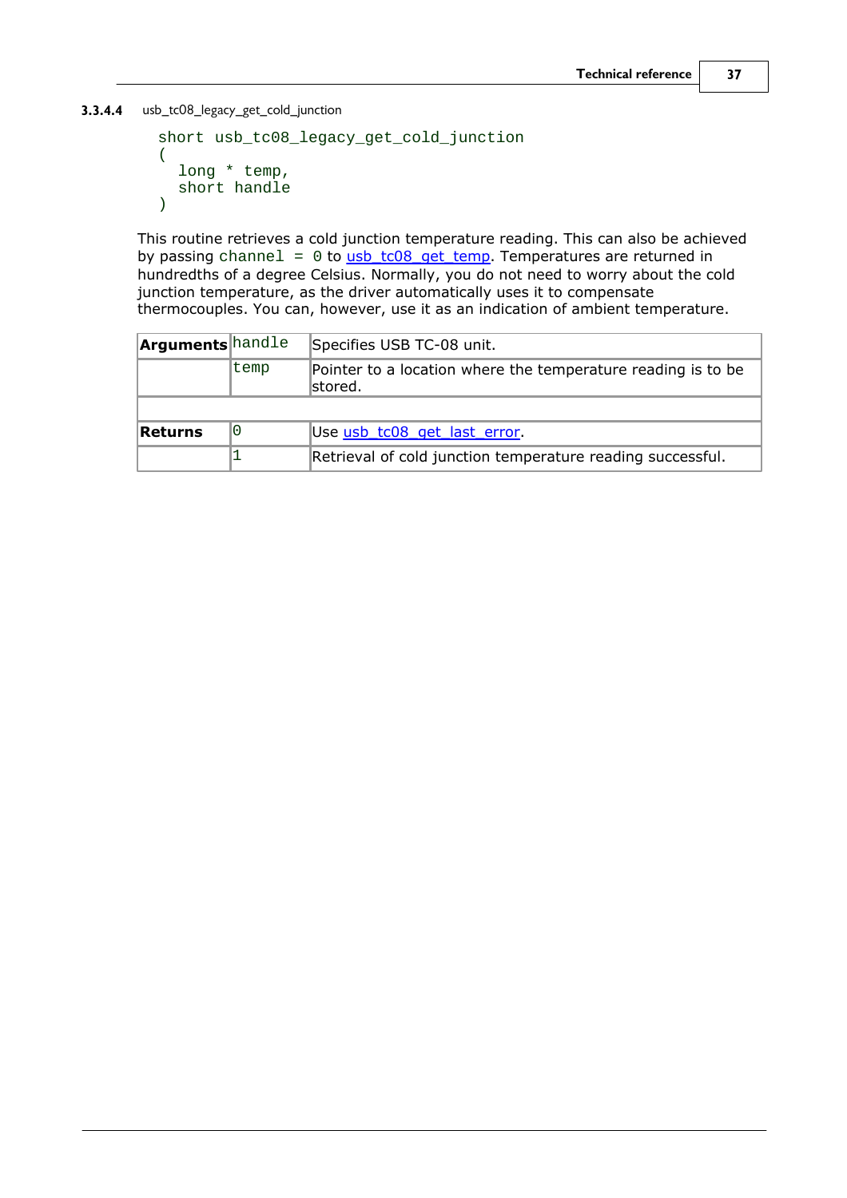#### 3.3.4.4 usb_tc08_legacy_get_cold_junction

```
short usb_tc08_legacy_get_cold_junction
(
  long * temp,
  short handle
)
```

This routine retrieves a cold junction temperature reading. This can also be achieved by passing `channel = 0` to usb_tc08_get_temp. Temperatures are returned in hundredths of a degree Celsius. Normally, you do not need to worry about the cold junction temperature, as the driver automatically uses it to compensate thermocouples. You can, however, use it as an indication of ambient temperature.

| **Arguments** | `handle` | Specifies USB TC-08 unit. |
|---|---|---|
| | `temp` | Pointer to a location where the temperature reading is to be stored. |
| | | |
| **Returns** | `0` | Use usb_tc08_get_last_error. |
| | `1` | Retrieval of cold junction temperature reading successful. |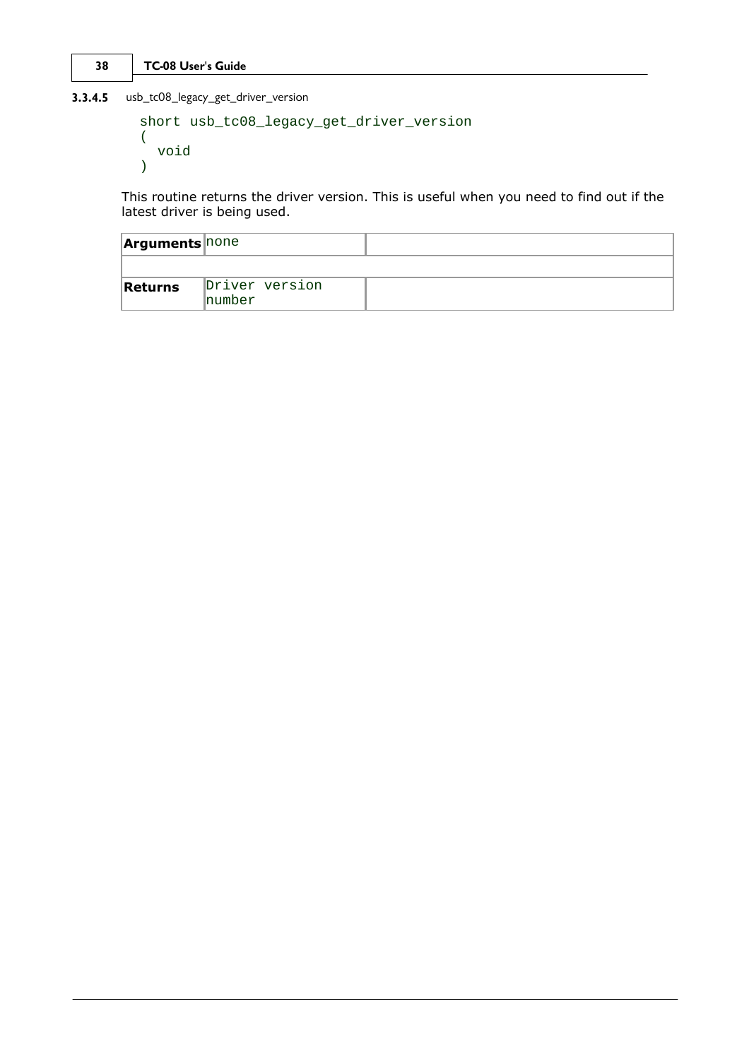#### 3.3.4.5 usb_tc08_legacy_get_driver_version

```
short usb_tc08_legacy_get_driver_version
(
  void
)
```

This routine returns the driver version. This is useful when you need to find out if the latest driver is being used.

| | | |
|---|---|---|
| **Arguments** | none | |
| | | |
| **Returns** | Driver version number | |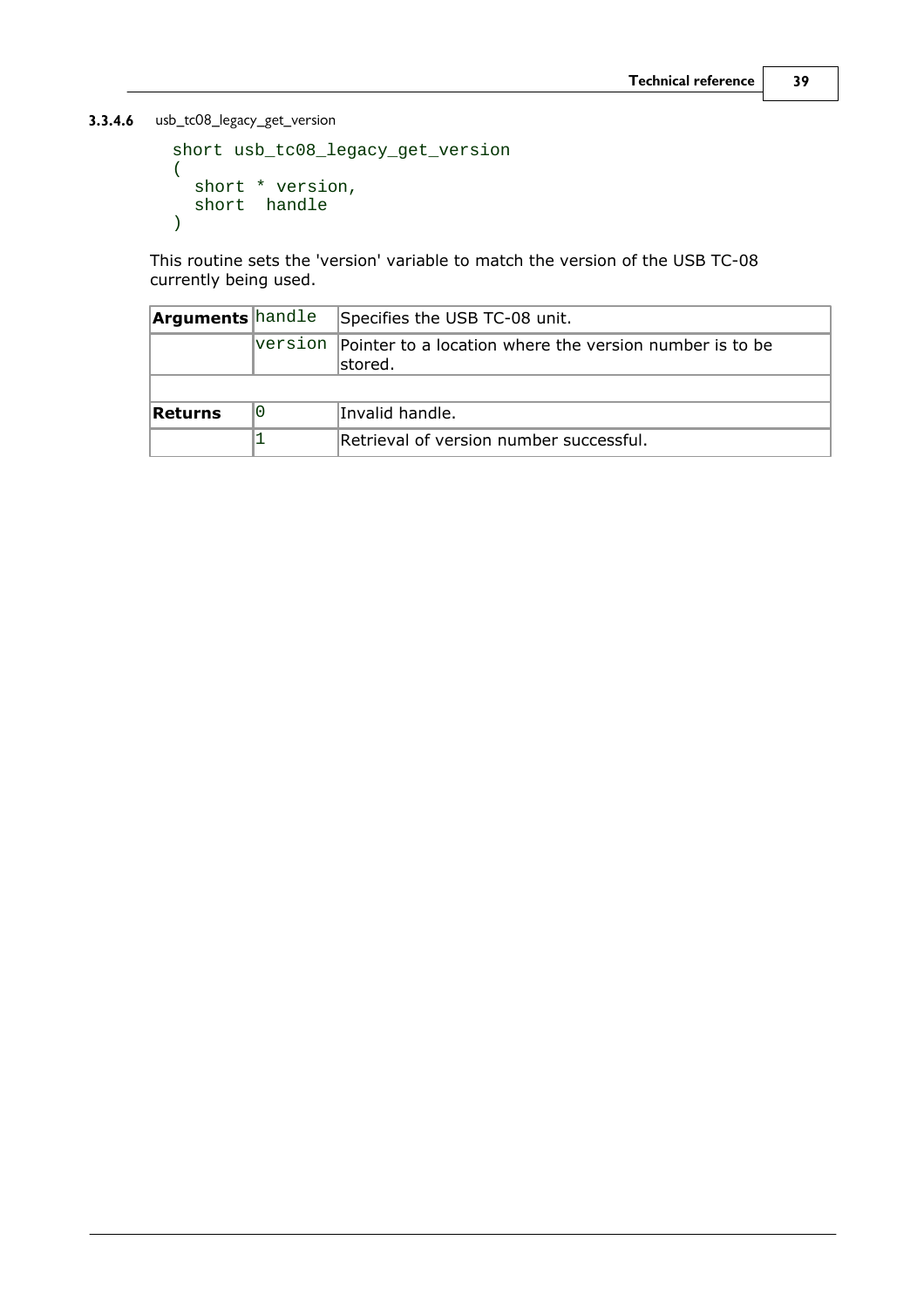#### 3.3.4.6 usb_tc08_legacy_get_version

```
short usb_tc08_legacy_get_version
(
  short * version,
  short  handle
)
```

This routine sets the 'version' variable to match the version of the USB TC-08 currently being used.

| | | |
|---|---|---|
| **Arguments** | handle | Specifies the USB TC-08 unit. |
| | version | Pointer to a location where the version number is to be stored. |
| | | |
| **Returns** | 0 | Invalid handle. |
| | 1 | Retrieval of version number successful. |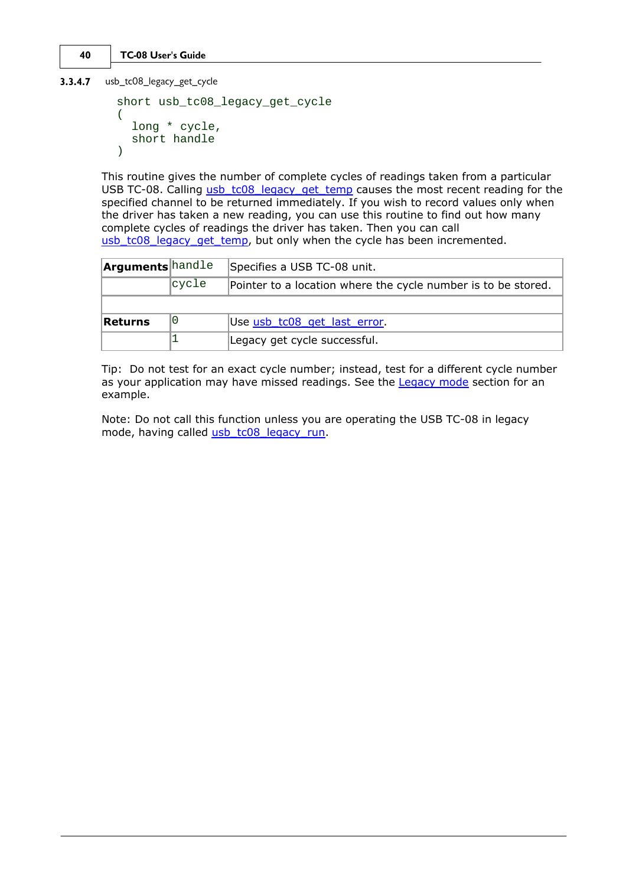### 3.3.4.7 usb_tc08_legacy_get_cycle

```
short usb_tc08_legacy_get_cycle
(
  long * cycle,
  short handle
)
```

This routine gives the number of complete cycles of readings taken from a particular USB TC-08. Calling usb_tc08_legacy_get_temp causes the most recent reading for the specified channel to be returned immediately. If you wish to record values only when the driver has taken a new reading, you can use this routine to find out how many complete cycles of readings the driver has taken. Then you can call usb_tc08_legacy_get_temp, but only when the cycle has been incremented.

| | | |
|---|---|---|
| **Arguments** | handle | Specifies a USB TC-08 unit. |
| | cycle | Pointer to a location where the cycle number is to be stored. |
| | | |
| **Returns** | 0 | Use usb_tc08_get_last_error. |
| | 1 | Legacy get cycle successful. |

Tip: Do not test for an exact cycle number; instead, test for a different cycle number as your application may have missed readings. See the Legacy mode section for an example.

Note: Do not call this function unless you are operating the USB TC-08 in legacy mode, having called usb_tc08_legacy_run.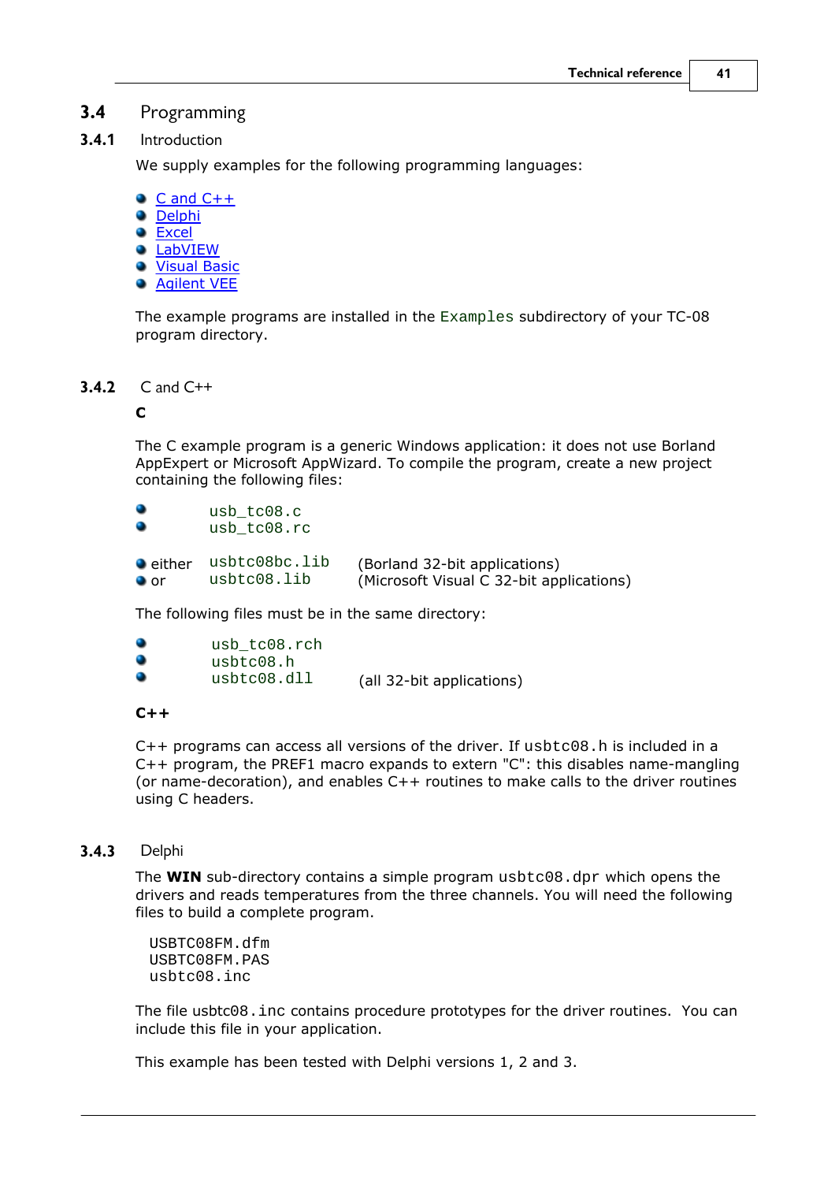## 3.4 Programming

### 3.4.1 Introduction

We supply examples for the following programming languages:

- C and C++
- Delphi
- Excel
- LabVIEW
- Visual Basic
- Agilent VEE

The example programs are installed in the `Examples` subdirectory of your TC-08 program directory.

### 3.4.2 C and C++

**C**

The C example program is a generic Windows application: it does not use Borland AppExpert or Microsoft AppWizard. To compile the program, create a new project containing the following files:

- `usb_tc08.c`
- `usb_tc08.rc`

- either `usbtc08bc.lib` (Borland 32-bit applications)
- or `usbtc08.lib` (Microsoft Visual C 32-bit applications)

The following files must be in the same directory:

- `usb_tc08.rch`
- `usbtc08.h`
- `usbtc08.dll` (all 32-bit applications)

**C++**

C++ programs can access all versions of the driver. If `usbtc08.h` is included in a C++ program, the PREF1 macro expands to extern "C": this disables name-mangling (or name-decoration), and enables C++ routines to make calls to the driver routines using C headers.

### 3.4.3 Delphi

The **WIN** sub-directory contains a simple program `usbtc08.dpr` which opens the drivers and reads temperatures from the three channels. You will need the following files to build a complete program.

```
USBTC08FM.dfm
USBTC08FM.PAS
usbtc08.inc
```

The file `usbtc08.inc` contains procedure prototypes for the driver routines. You can include this file in your application.

This example has been tested with Delphi versions 1, 2 and 3.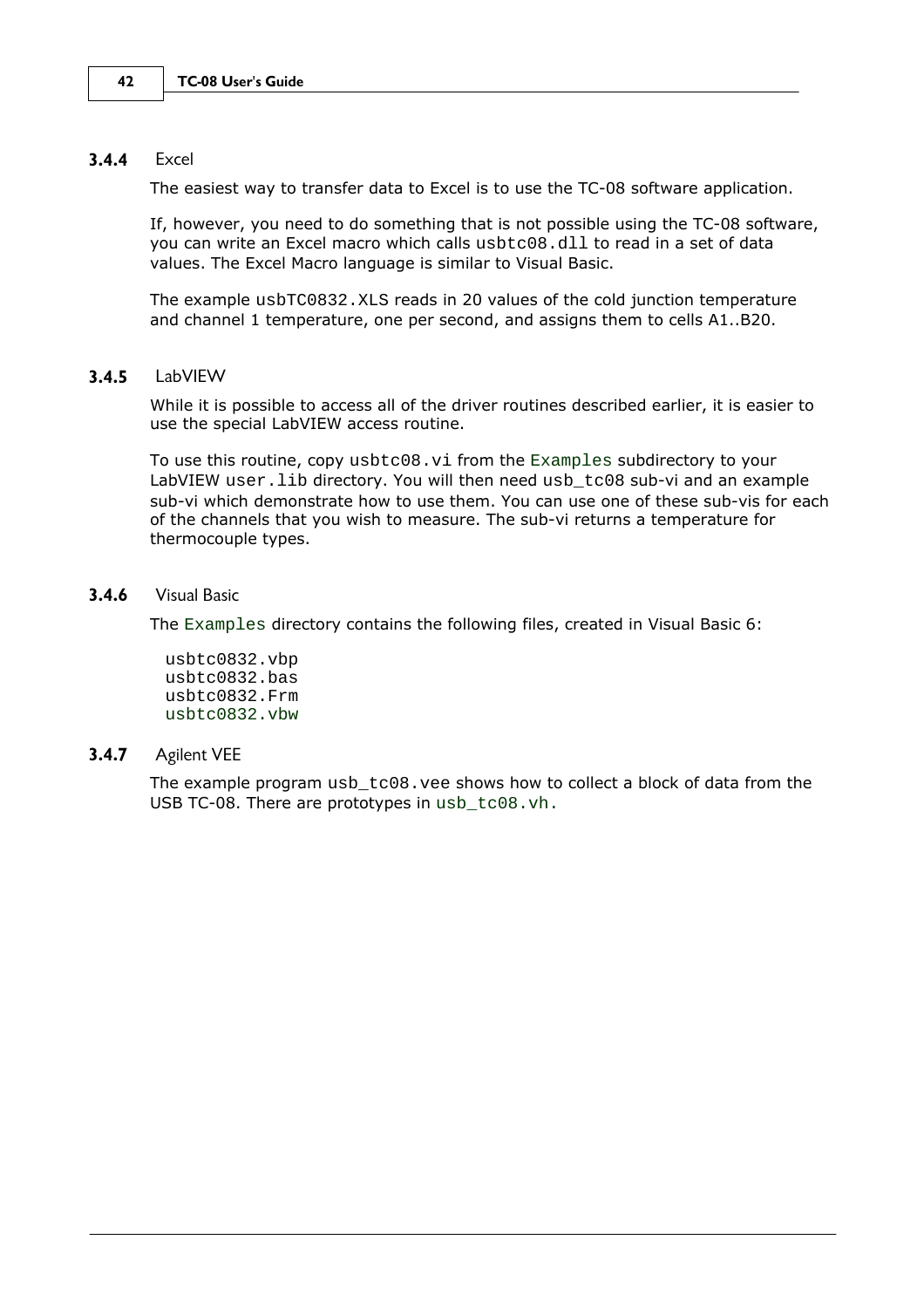### 3.4.4 Excel

The easiest way to transfer data to Excel is to use the TC-08 software application.

If, however, you need to do something that is not possible using the TC-08 software, you can write an Excel macro which calls `usbtc08.dll` to read in a set of data values. The Excel Macro language is similar to Visual Basic.

The example `usbTC0832.XLS` reads in 20 values of the cold junction temperature and channel 1 temperature, one per second, and assigns them to cells A1..B20.

### 3.4.5 LabVIEW

While it is possible to access all of the driver routines described earlier, it is easier to use the special LabVIEW access routine.

To use this routine, copy `usbtc08.vi` from the `Examples` subdirectory to your LabVIEW `user.lib` directory. You will then need `usb_tc08` sub-vi and an example sub-vi which demonstrate how to use them. You can use one of these sub-vis for each of the channels that you wish to measure. The sub-vi returns a temperature for thermocouple types.

### 3.4.6 Visual Basic

The `Examples` directory contains the following files, created in Visual Basic 6:

```
usbtc0832.vbp
usbtc0832.bas
usbtc0832.Frm
usbtc0832.vbw
```

### 3.4.7 Agilent VEE

The example program `usb_tc08.vee` shows how to collect a block of data from the USB TC-08. There are prototypes in `usb_tc08.vh`.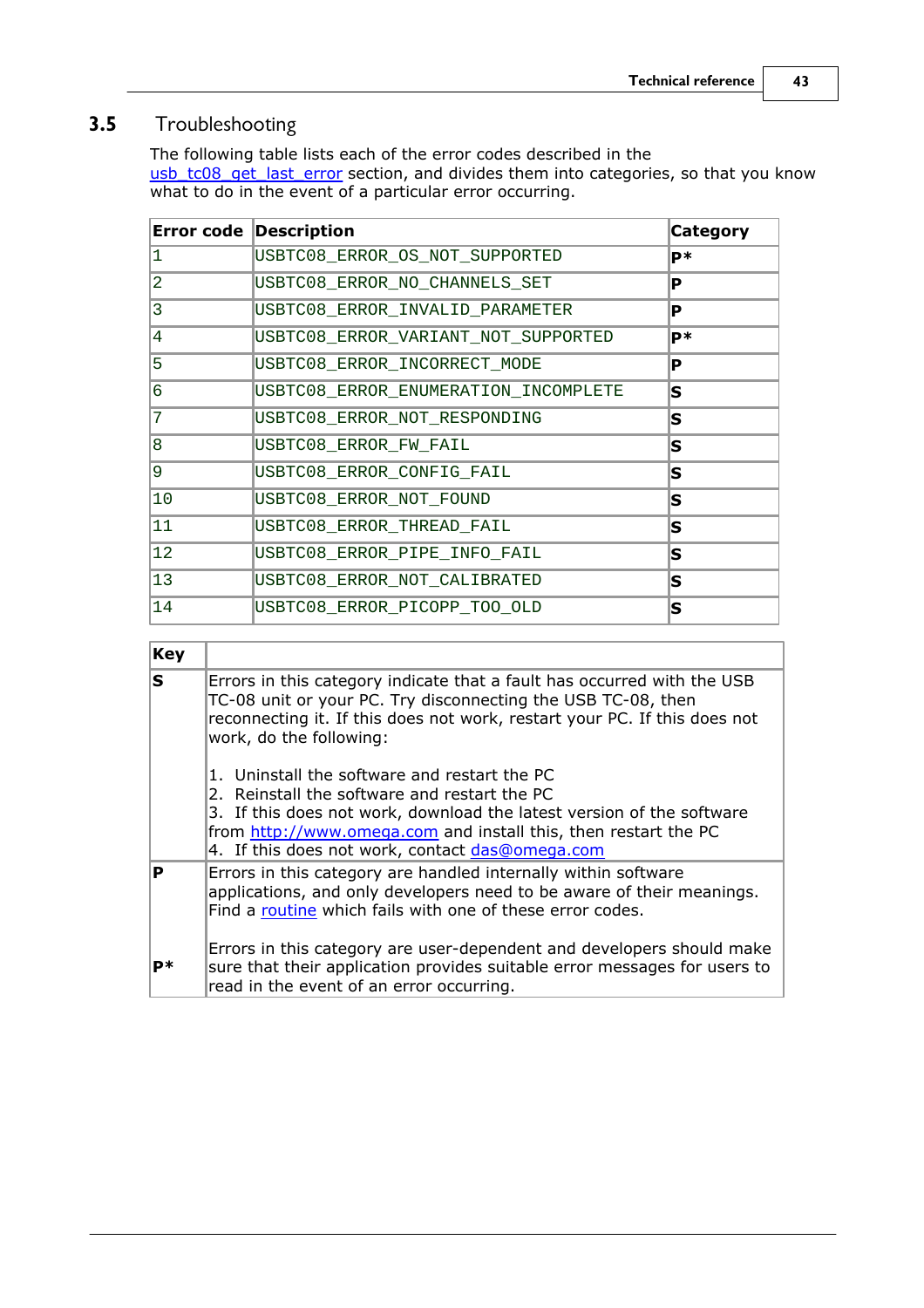## 3.5 Troubleshooting

The following table lists each of the error codes described in the usb_tc08_get_last_error section, and divides them into categories, so that you know what to do in the event of a particular error occurring.

| Error code | Description | Category |
|---|---|---|
| 1 | USBTC08_ERROR_OS_NOT_SUPPORTED | **P*** |
| 2 | USBTC08_ERROR_NO_CHANNELS_SET | **P** |
| 3 | USBTC08_ERROR_INVALID_PARAMETER | **P** |
| 4 | USBTC08_ERROR_VARIANT_NOT_SUPPORTED | **P*** |
| 5 | USBTC08_ERROR_INCORRECT_MODE | **P** |
| 6 | USBTC08_ERROR_ENUMERATION_INCOMPLETE | **S** |
| 7 | USBTC08_ERROR_NOT_RESPONDING | **S** |
| 8 | USBTC08_ERROR_FW_FAIL | **S** |
| 9 | USBTC08_ERROR_CONFIG_FAIL | **S** |
| 10 | USBTC08_ERROR_NOT_FOUND | **S** |
| 11 | USBTC08_ERROR_THREAD_FAIL | **S** |
| 12 | USBTC08_ERROR_PIPE_INFO_FAIL | **S** |
| 13 | USBTC08_ERROR_NOT_CALIBRATED | **S** |
| 14 | USBTC08_ERROR_PICOPP_TOO_OLD | **S** |

| Key | |
|---|---|
| **S** | Errors in this category indicate that a fault has occurred with the USB TC-08 unit or your PC. Try disconnecting the USB TC-08, then reconnecting it. If this does not work, restart your PC. If this does not work, do the following:<br><br>1. Uninstall the software and restart the PC<br>2. Reinstall the software and restart the PC<br>3. If this does not work, download the latest version of the software from http://www.omega.com and install this, then restart the PC<br>4. If this does not work, contact das@omega.com |
| **P** | Errors in this category are handled internally within software applications, and only developers need to be aware of their meanings. Find a routine which fails with one of these error codes. |
| **P*** | Errors in this category are user-dependent and developers should make sure that their application provides suitable error messages for users to read in the event of an error occurring. |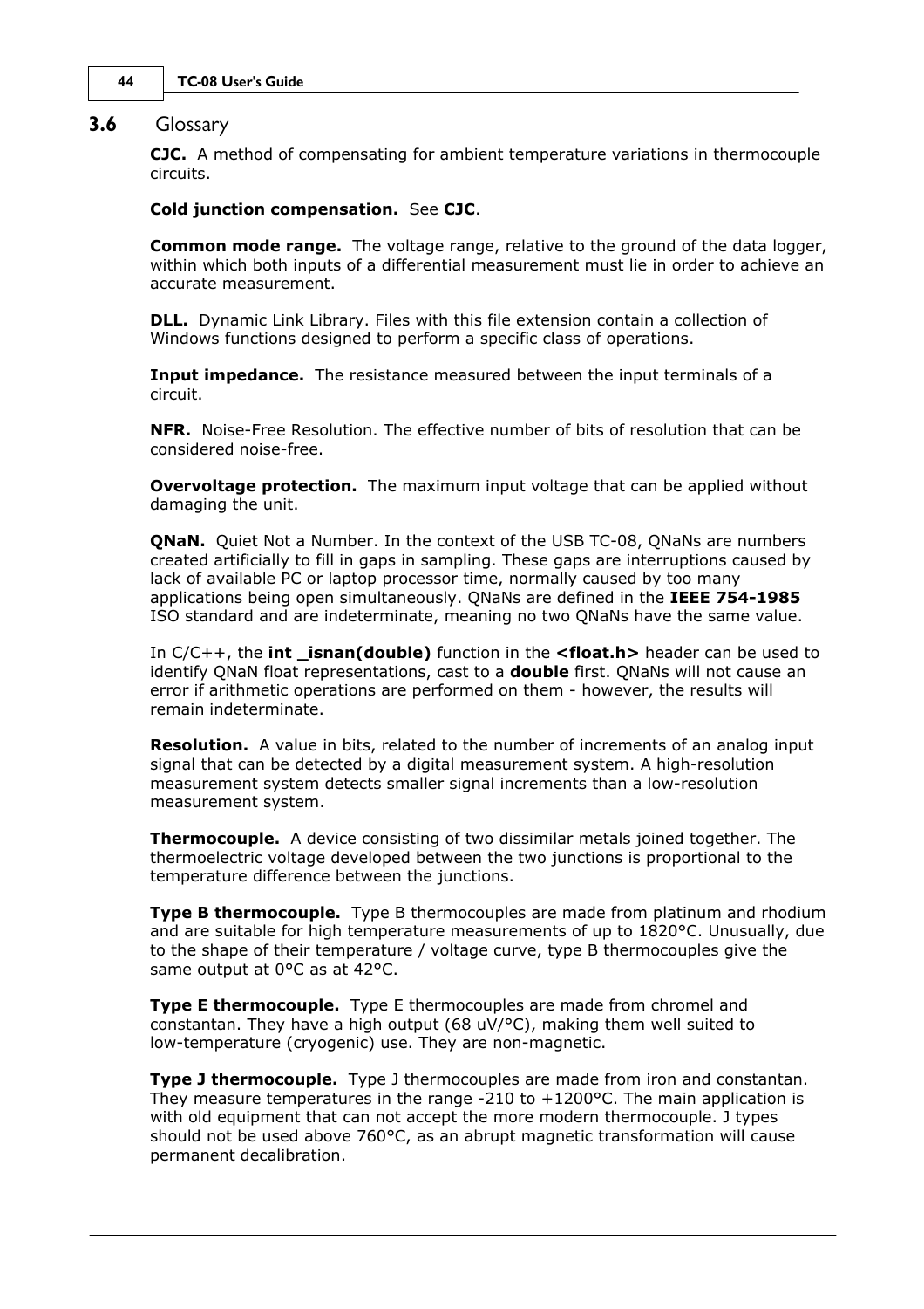## 3.6 Glossary

**CJC.** A method of compensating for ambient temperature variations in thermocouple circuits.

**Cold junction compensation.** See **CJC**.

**Common mode range.** The voltage range, relative to the ground of the data logger, within which both inputs of a differential measurement must lie in order to achieve an accurate measurement.

**DLL.** Dynamic Link Library. Files with this file extension contain a collection of Windows functions designed to perform a specific class of operations.

**Input impedance.** The resistance measured between the input terminals of a circuit.

**NFR.** Noise-Free Resolution. The effective number of bits of resolution that can be considered noise-free.

**Overvoltage protection.** The maximum input voltage that can be applied without damaging the unit.

**QNaN.** Quiet Not a Number. In the context of the USB TC-08, QNaNs are numbers created artificially to fill in gaps in sampling. These gaps are interruptions caused by lack of available PC or laptop processor time, normally caused by too many applications being open simultaneously. QNaNs are defined in the **IEEE 754-1985** ISO standard and are indeterminate, meaning no two QNaNs have the same value.

In C/C++, the **int _isnan(double)** function in the **<float.h>** header can be used to identify QNaN float representations, cast to a **double** first. QNaNs will not cause an error if arithmetic operations are performed on them - however, the results will remain indeterminate.

**Resolution.** A value in bits, related to the number of increments of an analog input signal that can be detected by a digital measurement system. A high-resolution measurement system detects smaller signal increments than a low-resolution measurement system.

**Thermocouple.** A device consisting of two dissimilar metals joined together. The thermoelectric voltage developed between the two junctions is proportional to the temperature difference between the junctions.

**Type B thermocouple.** Type B thermocouples are made from platinum and rhodium and are suitable for high temperature measurements of up to 1820°C. Unusually, due to the shape of their temperature / voltage curve, type B thermocouples give the same output at 0°C as at 42°C.

**Type E thermocouple.** Type E thermocouples are made from chromel and constantan. They have a high output (68 uV/°C), making them well suited to low-temperature (cryogenic) use. They are non-magnetic.

**Type J thermocouple.** Type J thermocouples are made from iron and constantan. They measure temperatures in the range -210 to +1200°C. The main application is with old equipment that can not accept the more modern thermocouple. J types should not be used above 760°C, as an abrupt magnetic transformation will cause permanent decalibration.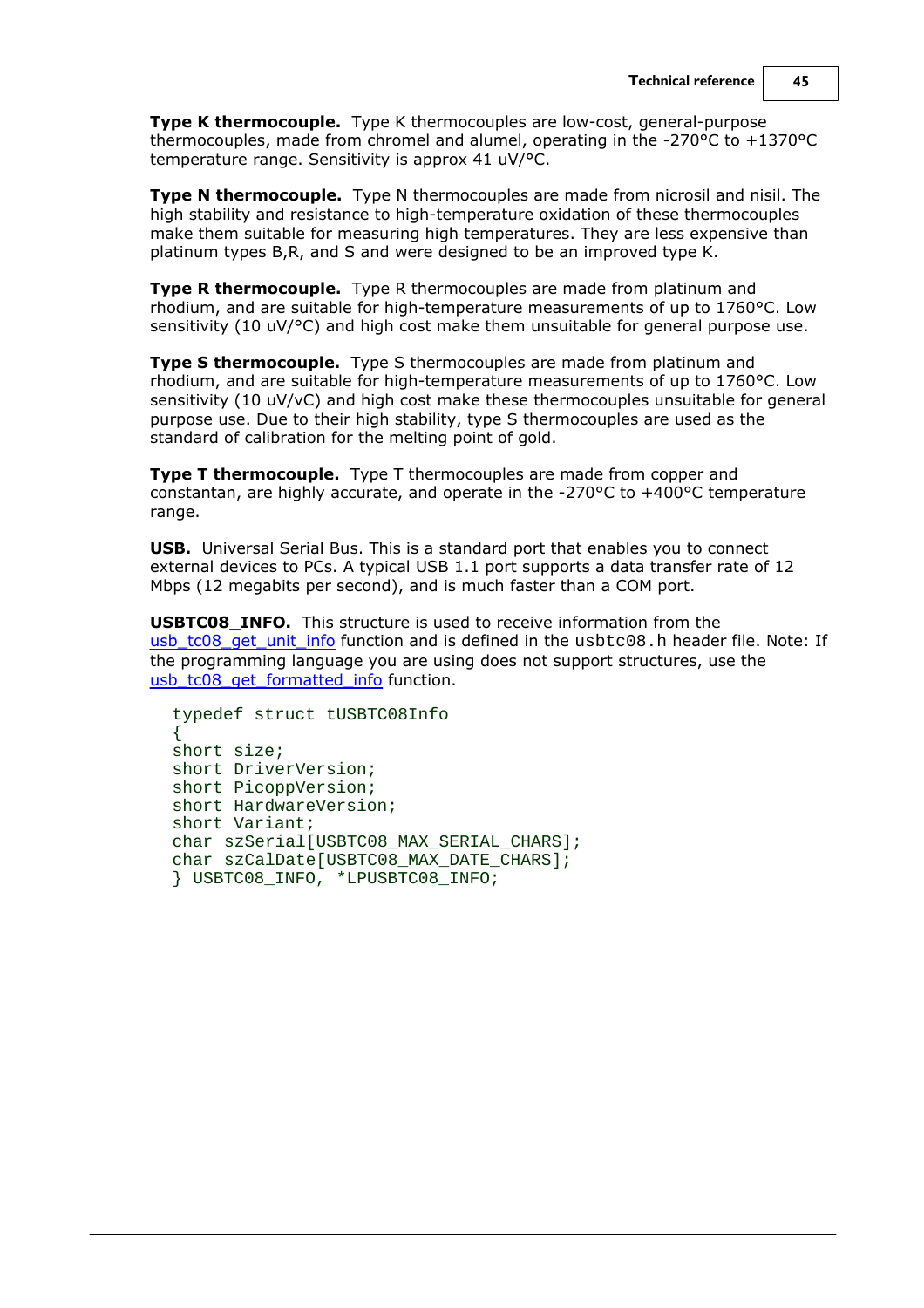**Type K thermocouple.** Type K thermocouples are low-cost, general-purpose thermocouples, made from chromel and alumel, operating in the -270°C to +1370°C temperature range. Sensitivity is approx 41 uV/°C.

**Type N thermocouple.** Type N thermocouples are made from nicrosil and nisil. The high stability and resistance to high-temperature oxidation of these thermocouples make them suitable for measuring high temperatures. They are less expensive than platinum types B,R, and S and were designed to be an improved type K.

**Type R thermocouple.** Type R thermocouples are made from platinum and rhodium, and are suitable for high-temperature measurements of up to 1760°C. Low sensitivity (10 uV/°C) and high cost make them unsuitable for general purpose use.

**Type S thermocouple.** Type S thermocouples are made from platinum and rhodium, and are suitable for high-temperature measurements of up to 1760°C. Low sensitivity (10 uV/vC) and high cost make these thermocouples unsuitable for general purpose use. Due to their high stability, type S thermocouples are used as the standard of calibration for the melting point of gold.

**Type T thermocouple.** Type T thermocouples are made from copper and constantan, are highly accurate, and operate in the -270°C to +400°C temperature range.

**USB.** Universal Serial Bus. This is a standard port that enables you to connect external devices to PCs. A typical USB 1.1 port supports a data transfer rate of 12 Mbps (12 megabits per second), and is much faster than a COM port.

**USBTC08_INFO.** This structure is used to receive information from the usb_tc08_get_unit_info function and is defined in the `usbtc08.h` header file. Note: If the programming language you are using does not support structures, use the usb_tc08_get_formatted_info function.

```
typedef struct tUSBTC08Info
{
short size;
short DriverVersion;
short PicoppVersion;
short HardwareVersion;
short Variant;
char szSerial[USBTC08_MAX_SERIAL_CHARS];
char szCalDate[USBTC08_MAX_DATE_CHARS];
} USBTC08_INFO, *LPUSBTC08_INFO;
```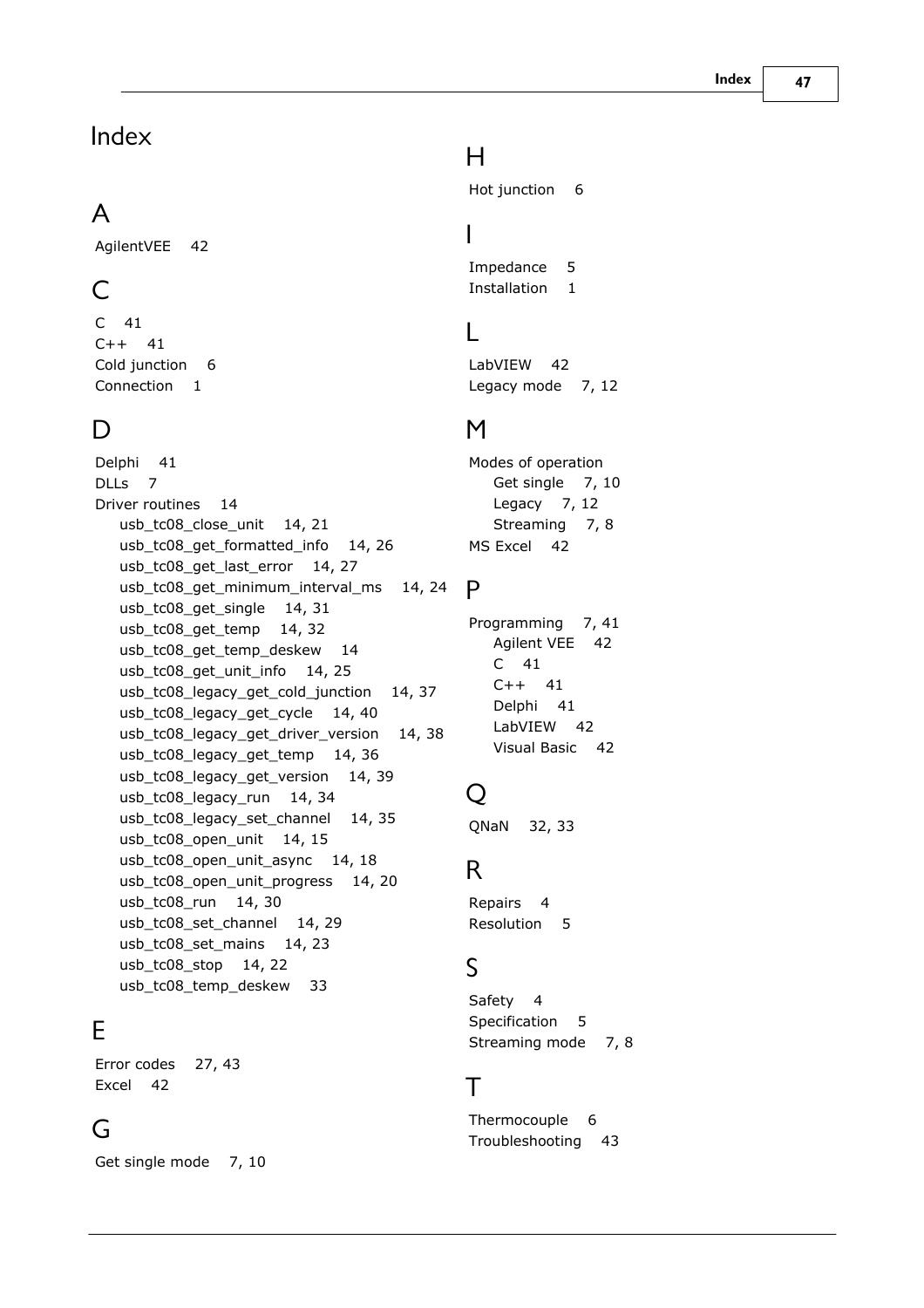# Index

## A

AgilentVEE 42

## C

C 41
C++ 41
Cold junction 6
Connection 1

## D

Delphi 41
DLLs 7
Driver routines 14
- usb_tc08_close_unit 14, 21
- usb_tc08_get_formatted_info 14, 26
- usb_tc08_get_last_error 14, 27
- usb_tc08_get_minimum_interval_ms 14, 24
- usb_tc08_get_single 14, 31
- usb_tc08_get_temp 14, 32
- usb_tc08_get_temp_deskew 14
- usb_tc08_get_unit_info 14, 25
- usb_tc08_legacy_get_cold_junction 14, 37
- usb_tc08_legacy_get_cycle 14, 40
- usb_tc08_legacy_get_driver_version 14, 38
- usb_tc08_legacy_get_temp 14, 36
- usb_tc08_legacy_get_version 14, 39
- usb_tc08_legacy_run 14, 34
- usb_tc08_legacy_set_channel 14, 35
- usb_tc08_open_unit 14, 15
- usb_tc08_open_unit_async 14, 18
- usb_tc08_open_unit_progress 14, 20
- usb_tc08_run 14, 30
- usb_tc08_set_channel 14, 29
- usb_tc08_set_mains 14, 23
- usb_tc08_stop 14, 22
- usb_tc08_temp_deskew 33

## E

Error codes 27, 43
Excel 42

## G

Get single mode 7, 10

## H

Hot junction 6

## I

Impedance 5
Installation 1

## L

LabVIEW 42
Legacy mode 7, 12

## M

Modes of operation
- Get single 7, 10
- Legacy 7, 12
- Streaming 7, 8

MS Excel 42

## P

Programming 7, 41
- Agilent VEE 42
- C 41
- C++ 41
- Delphi 41
- LabVIEW 42
- Visual Basic 42

## Q

QNaN 32, 33

## R

Repairs 4
Resolution 5

## S

Safety 4
Specification 5
Streaming mode 7, 8

## T

Thermocouple 6
Troubleshooting 43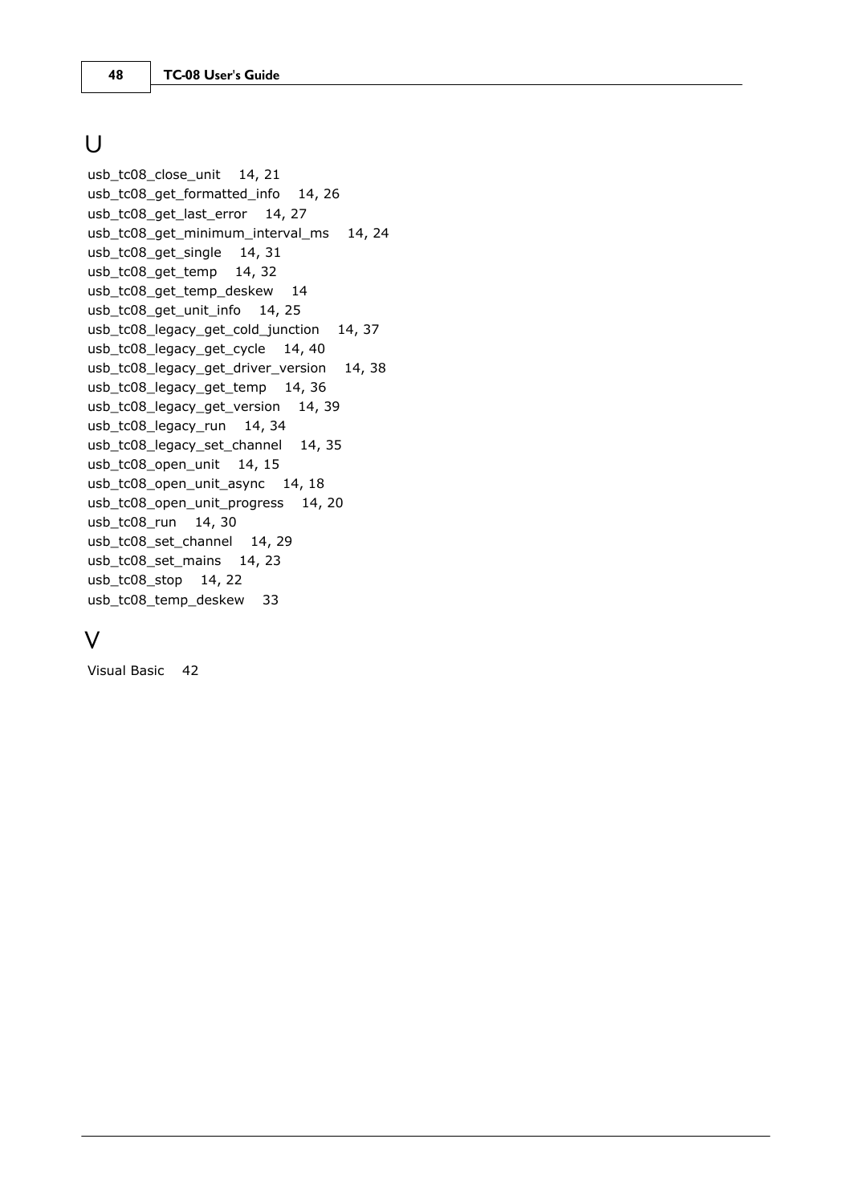# U

usb_tc08_close_unit 14, 21
usb_tc08_get_formatted_info 14, 26
usb_tc08_get_last_error 14, 27
usb_tc08_get_minimum_interval_ms 14, 24
usb_tc08_get_single 14, 31
usb_tc08_get_temp 14, 32
usb_tc08_get_temp_deskew 14
usb_tc08_get_unit_info 14, 25
usb_tc08_legacy_get_cold_junction 14, 37
usb_tc08_legacy_get_cycle 14, 40
usb_tc08_legacy_get_driver_version 14, 38
usb_tc08_legacy_get_temp 14, 36
usb_tc08_legacy_get_version 14, 39
usb_tc08_legacy_run 14, 34
usb_tc08_legacy_set_channel 14, 35
usb_tc08_open_unit 14, 15
usb_tc08_open_unit_async 14, 18
usb_tc08_open_unit_progress 14, 20
usb_tc08_run 14, 30
usb_tc08_set_channel 14, 29
usb_tc08_set_mains 14, 23
usb_tc08_stop 14, 22
usb_tc08_temp_deskew 33

# V

Visual Basic 42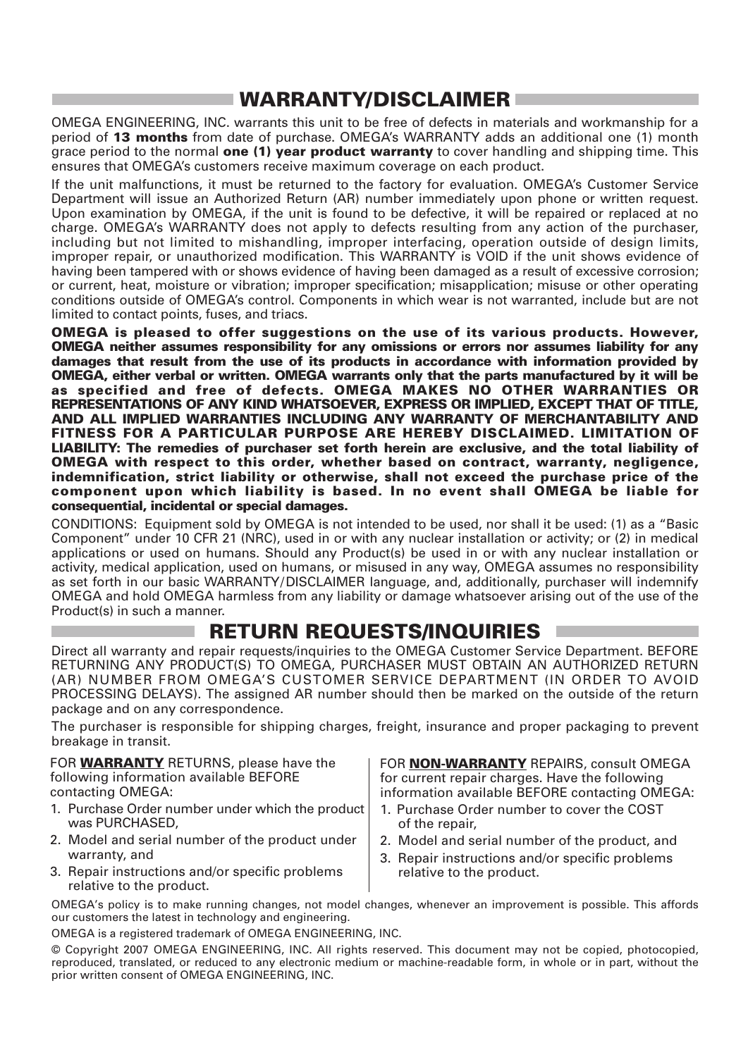## WARRANTY/DISCLAIMER

OMEGA ENGINEERING, INC. warrants this unit to be free of defects in materials and workmanship for a period of **13 months** from date of purchase. OMEGA's WARRANTY adds an additional one (1) month grace period to the normal **one (1) year product warranty** to cover handling and shipping time. This ensures that OMEGA's customers receive maximum coverage on each product.

If the unit malfunctions, it must be returned to the factory for evaluation. OMEGA's Customer Service Department will issue an Authorized Return (AR) number immediately upon phone or written request. Upon examination by OMEGA, if the unit is found to be defective, it will be repaired or replaced at no charge. OMEGA's WARRANTY does not apply to defects resulting from any action of the purchaser, including but not limited to mishandling, improper interfacing, operation outside of design limits, improper repair, or unauthorized modification. This WARRANTY is VOID if the unit shows evidence of having been tampered with or shows evidence of having been damaged as a result of excessive corrosion; or current, heat, moisture or vibration; improper specification; misapplication; misuse or other operating conditions outside of OMEGA's control. Components in which wear is not warranted, include but are not limited to contact points, fuses, and triacs.

**OMEGA is pleased to offer suggestions on the use of its various products. However, OMEGA neither assumes responsibility for any omissions or errors nor assumes liability for any damages that result from the use of its products in accordance with information provided by OMEGA, either verbal or written. OMEGA warrants only that the parts manufactured by it will be as specified and free of defects. OMEGA MAKES NO OTHER WARRANTIES OR REPRESENTATIONS OF ANY KIND WHATSOEVER, EXPRESS OR IMPLIED, EXCEPT THAT OF TITLE, AND ALL IMPLIED WARRANTIES INCLUDING ANY WARRANTY OF MERCHANTABILITY AND FITNESS FOR A PARTICULAR PURPOSE ARE HEREBY DISCLAIMED. LIMITATION OF LIABILITY: The remedies of purchaser set forth herein are exclusive, and the total liability of OMEGA with respect to this order, whether based on contract, warranty, negligence, indemnification, strict liability or otherwise, shall not exceed the purchase price of the component upon which liability is based. In no event shall OMEGA be liable for consequential, incidental or special damages.**

CONDITIONS: Equipment sold by OMEGA is not intended to be used, nor shall it be used: (1) as a "Basic Component" under 10 CFR 21 (NRC), used in or with any nuclear installation or activity; or (2) in medical applications or used on humans. Should any Product(s) be used in or with any nuclear installation or activity, medical application, used on humans, or misused in any way, OMEGA assumes no responsibility as set forth in our basic WARRANTY/DISCLAIMER language, and, additionally, purchaser will indemnify OMEGA and hold OMEGA harmless from any liability or damage whatsoever arising out of the use of the Product(s) in such a manner.

## RETURN REQUESTS/INQUIRIES

Direct all warranty and repair requests/inquiries to the OMEGA Customer Service Department. BEFORE RETURNING ANY PRODUCT(S) TO OMEGA, PURCHASER MUST OBTAIN AN AUTHORIZED RETURN (AR) NUMBER FROM OMEGA'S CUSTOMER SERVICE DEPARTMENT (IN ORDER TO AVOID PROCESSING DELAYS). The assigned AR number should then be marked on the outside of the return package and on any correspondence.

The purchaser is responsible for shipping charges, freight, insurance and proper packaging to prevent breakage in transit.

FOR **WARRANTY** RETURNS, please have the following information available BEFORE contacting OMEGA:

1. Purchase Order number under which the product was PURCHASED,
2. Model and serial number of the product under warranty, and
3. Repair instructions and/or specific problems relative to the product.

FOR **NON-WARRANTY** REPAIRS, consult OMEGA for current repair charges. Have the following information available BEFORE contacting OMEGA:

1. Purchase Order number to cover the COST of the repair,
2. Model and serial number of the product, and
3. Repair instructions and/or specific problems relative to the product.

OMEGA's policy is to make running changes, not model changes, whenever an improvement is possible. This affords our customers the latest in technology and engineering.

OMEGA is a registered trademark of OMEGA ENGINEERING, INC.

© Copyright 2007 OMEGA ENGINEERING, INC. All rights reserved. This document may not be copied, photocopied, reproduced, translated, or reduced to any electronic medium or machine-readable form, in whole or in part, without the prior written consent of OMEGA ENGINEERING, INC.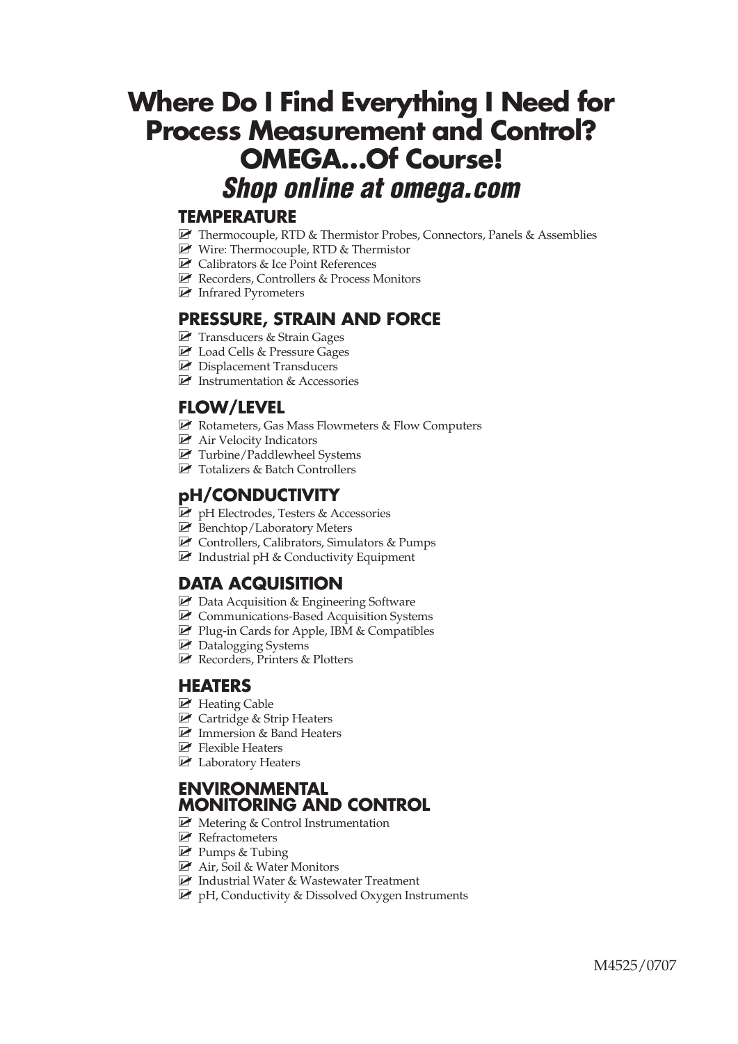# Where Do I Find Everything I Need for Process Measurement and Control? OMEGA...Of Course!

***Shop online at omega.com***

## TEMPERATURE

- Thermocouple, RTD & Thermistor Probes, Connectors, Panels & Assemblies
- Wire: Thermocouple, RTD & Thermistor
- Calibrators & Ice Point References
- Recorders, Controllers & Process Monitors
- Infrared Pyrometers

## PRESSURE, STRAIN AND FORCE

- Transducers & Strain Gages
- Load Cells & Pressure Gages
- Displacement Transducers
- Instrumentation & Accessories

## FLOW/LEVEL

- Rotameters, Gas Mass Flowmeters & Flow Computers
- Air Velocity Indicators
- Turbine/Paddlewheel Systems
- Totalizers & Batch Controllers

## pH/CONDUCTIVITY

- pH Electrodes, Testers & Accessories
- Benchtop/Laboratory Meters
- Controllers, Calibrators, Simulators & Pumps
- Industrial pH & Conductivity Equipment

## DATA ACQUISITION

- Data Acquisition & Engineering Software
- Communications-Based Acquisition Systems
- Plug-in Cards for Apple, IBM & Compatibles
- Datalogging Systems
- Recorders, Printers & Plotters

## HEATERS

- Heating Cable
- Cartridge & Strip Heaters
- Immersion & Band Heaters
- Flexible Heaters
- Laboratory Heaters

## ENVIRONMENTAL MONITORING AND CONTROL

- Metering & Control Instrumentation
- Refractometers
- Pumps & Tubing
- Air, Soil & Water Monitors
- Industrial Water & Wastewater Treatment
- pH, Conductivity & Dissolved Oxygen Instruments

M4525/0707